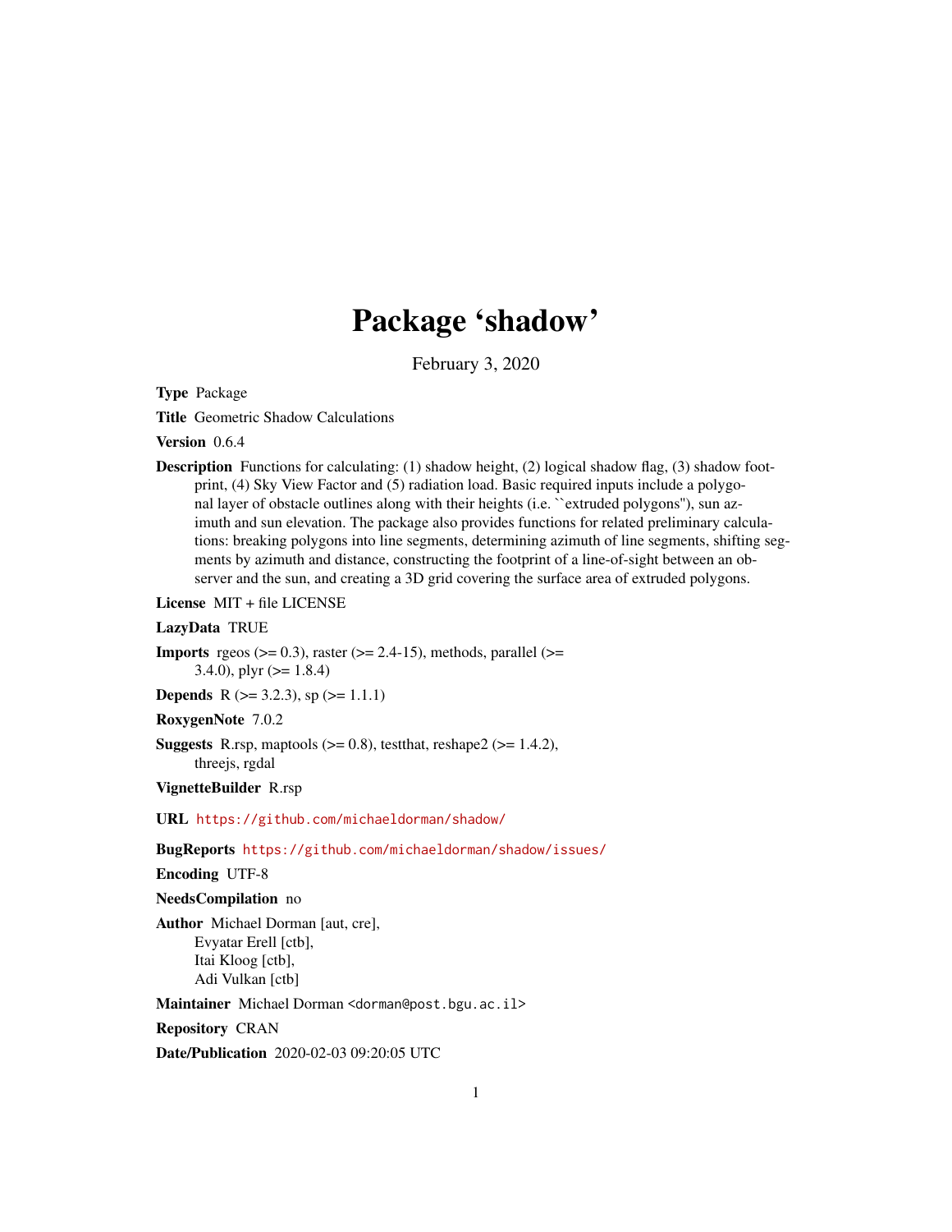# Package 'shadow'

February 3, 2020

**Type** Package

**Title** Geometric Shadow Calculations

**Version** 0.6.4

**Description** Functions for calculating: (1) shadow height, (2) logical shadow flag, (3) shadow footprint, (4) Sky View Factor and (5) radiation load. Basic required inputs include a polygonal layer of obstacle outlines along with their heights (i.e. ``extruded polygons''), sun azimuth and sun elevation. The package also provides functions for related preliminary calculations: breaking polygons into line segments, determining azimuth of line segments, shifting segments by azimuth and distance, constructing the footprint of a line-of-sight between an observer and the sun, and creating a 3D grid covering the surface area of extruded polygons.

**License** MIT + file LICENSE

**LazyData** TRUE

**Imports** rgeos (>= 0.3), raster (>= 2.4-15), methods, parallel (>= 3.4.0), plyr (>= 1.8.4)

**Depends** R (>= 3.2.3), sp (>= 1.1.1)

**RoxygenNote** 7.0.2

**Suggests** R.rsp, maptools (>= 0.8), testthat, reshape2 (>= 1.4.2), threejs, rgdal

**VignetteBuilder** R.rsp

**URL** https://github.com/michaeldorman/shadow/

**BugReports** https://github.com/michaeldorman/shadow/issues/

**Encoding** UTF-8

**NeedsCompilation** no

**Author** Michael Dorman [aut, cre],
Evyatar Erell [ctb],
Itai Kloog [ctb],
Adi Vulkan [ctb]

**Maintainer** Michael Dorman <dorman@post.bgu.ac.il>

**Repository** CRAN

**Date/Publication** 2020-02-03 09:20:05 UTC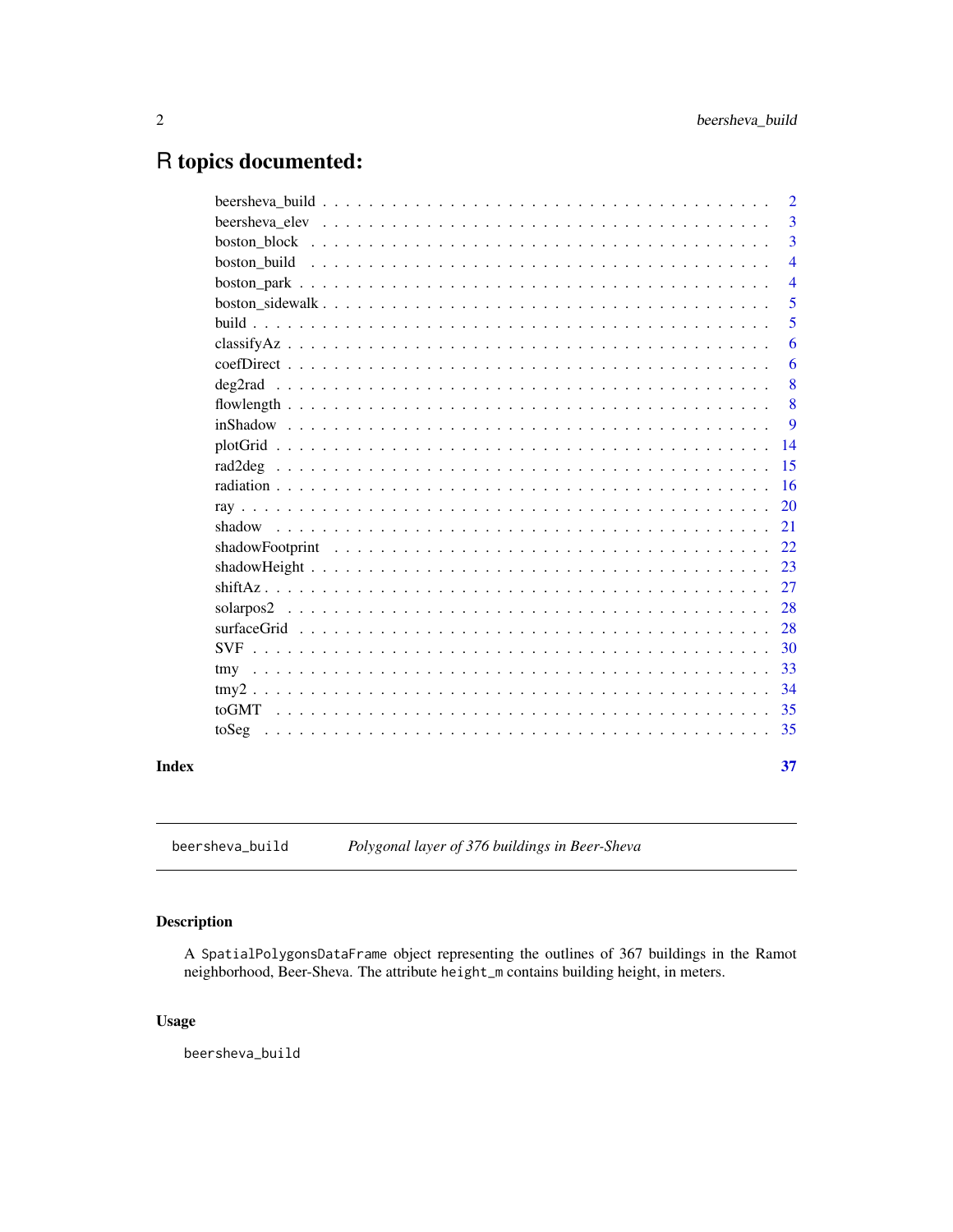# R topics documented:

| | |
|---|---|
| beersheva_build | 2 |
| beersheva_elev | 3 |
| boston_block | 3 |
| boston_build | 4 |
| boston_park | 4 |
| boston_sidewalk | 5 |
| build | 5 |
| classifyAz | 6 |
| coefDirect | 6 |
| deg2rad | 8 |
| flowlength | 8 |
| inShadow | 9 |
| plotGrid | 14 |
| rad2deg | 15 |
| radiation | 16 |
| ray | 20 |
| shadow | 21 |
| shadowFootprint | 22 |
| shadowHeight | 23 |
| shiftAz | 27 |
| solarpos2 | 28 |
| surfaceGrid | 28 |
| SVF | 30 |
| tmy | 33 |
| tmy2 | 34 |
| toGMT | 35 |
| toSeg | 35 |

**Index** **37**

---

`beersheva_build` *Polygonal layer of 376 buildings in Beer-Sheva*

---

## Description

A `SpatialPolygonsDataFrame` object representing the outlines of 367 buildings in the Ramot neighborhood, Beer-Sheva. The attribute `height_m` contains building height, in meters.

## Usage

```
beersheva_build
```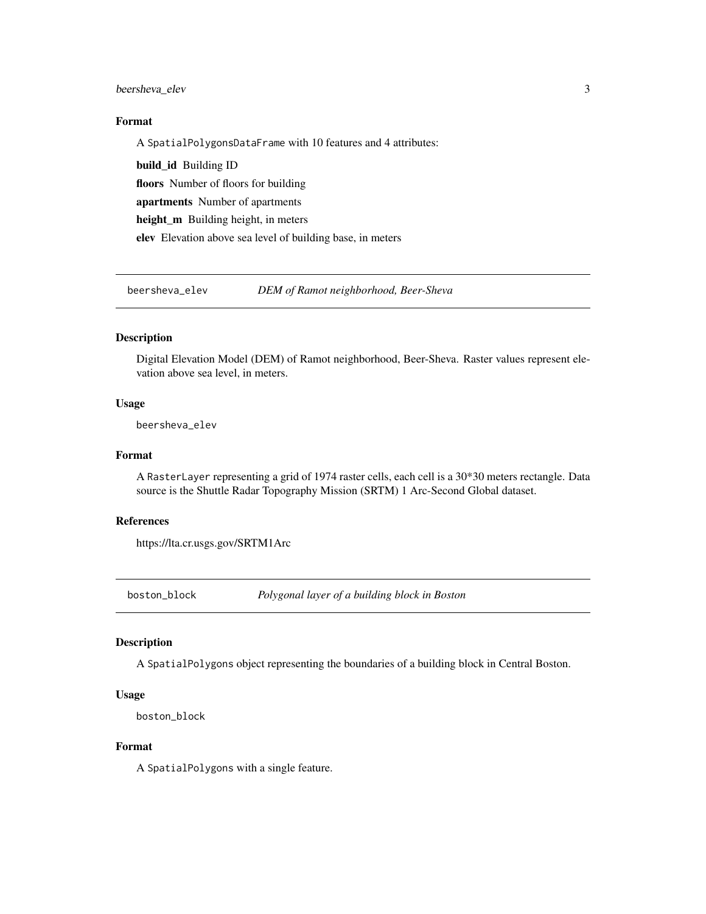### Format

A `SpatialPolygonsDataFrame` with 10 features and 4 attributes:

**build_id** Building ID

**floors** Number of floors for building

**apartments** Number of apartments

**height_m** Building height, in meters

**elev** Elevation above sea level of building base, in meters

---

## `beersheva_elev` *DEM of Ramot neighborhood, Beer-Sheva*

### Description

Digital Elevation Model (DEM) of Ramot neighborhood, Beer-Sheva. Raster values represent elevation above sea level, in meters.

### Usage

```
beersheva_elev
```

### Format

A `RasterLayer` representing a grid of 1974 raster cells, each cell is a 30*30 meters rectangle. Data source is the Shuttle Radar Topography Mission (SRTM) 1 Arc-Second Global dataset.

### References

https://lta.cr.usgs.gov/SRTM1Arc

---

## `boston_block` *Polygonal layer of a building block in Boston*

### Description

A `SpatialPolygons` object representing the boundaries of a building block in Central Boston.

### Usage

```
boston_block
```

### Format

A `SpatialPolygons` with a single feature.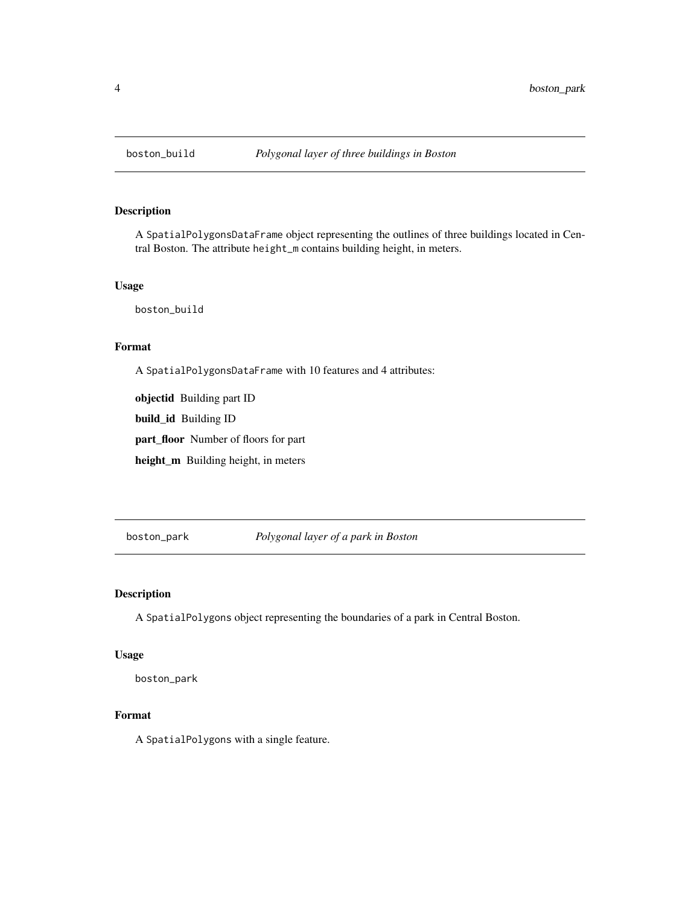## boston_build *Polygonal layer of three buildings in Boston*

### Description

A SpatialPolygonsDataFrame object representing the outlines of three buildings located in Central Boston. The attribute height_m contains building height, in meters.

### Usage

```
boston_build
```

### Format

A SpatialPolygonsDataFrame with 10 features and 4 attributes:

**objectid** Building part ID

**build_id** Building ID

**part_floor** Number of floors for part

**height_m** Building height, in meters

## boston_park *Polygonal layer of a park in Boston*

### Description

A SpatialPolygons object representing the boundaries of a park in Central Boston.

### Usage

```
boston_park
```

### Format

A SpatialPolygons with a single feature.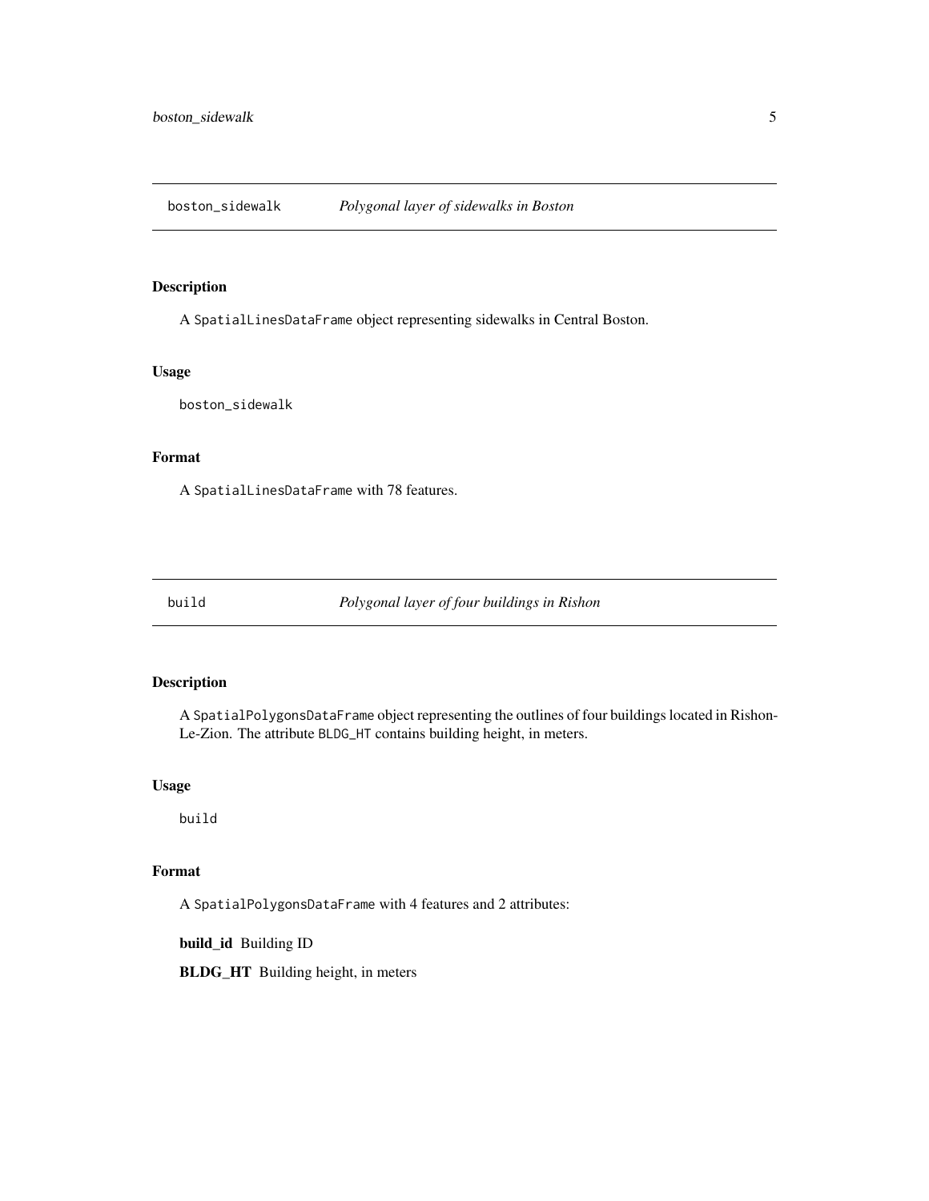## boston_sidewalk *Polygonal layer of sidewalks in Boston*

### Description

A `SpatialLinesDataFrame` object representing sidewalks in Central Boston.

### Usage

```
boston_sidewalk
```

### Format

A `SpatialLinesDataFrame` with 78 features.

## build *Polygonal layer of four buildings in Rishon*

### Description

A `SpatialPolygonsDataFrame` object representing the outlines of four buildings located in Rishon-Le-Zion. The attribute `BLDG_HT` contains building height, in meters.

### Usage

```
build
```

### Format

A `SpatialPolygonsDataFrame` with 4 features and 2 attributes:

**build_id** Building ID

**BLDG_HT** Building height, in meters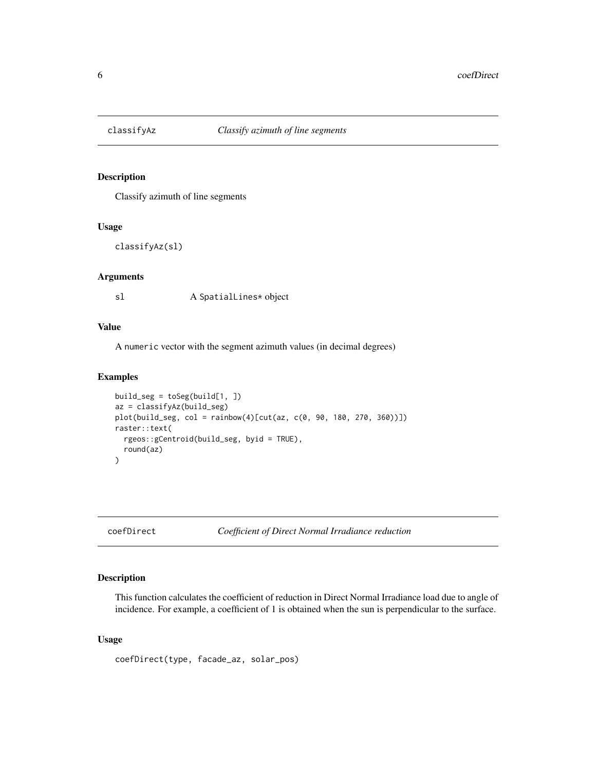## classifyAz — *Classify azimuth of line segments*

### Description

Classify azimuth of line segments

### Usage

```
classifyAz(sl)
```

### Arguments

| | |
|---|---|
| sl | A SpatialLines* object |

### Value

A numeric vector with the segment azimuth values (in decimal degrees)

### Examples

```
build_seg = toSeg(build[1, ])
az = classifyAz(build_seg)
plot(build_seg, col = rainbow(4)[cut(az, c(0, 90, 180, 270, 360))])
raster::text(
  rgeos::gCentroid(build_seg, byid = TRUE),
  round(az)
)
```

## coefDirect — *Coefficient of Direct Normal Irradiance reduction*

### Description

This function calculates the coefficient of reduction in Direct Normal Irradiance load due to angle of incidence. For example, a coefficient of 1 is obtained when the sun is perpendicular to the surface.

### Usage

```
coefDirect(type, facade_az, solar_pos)
```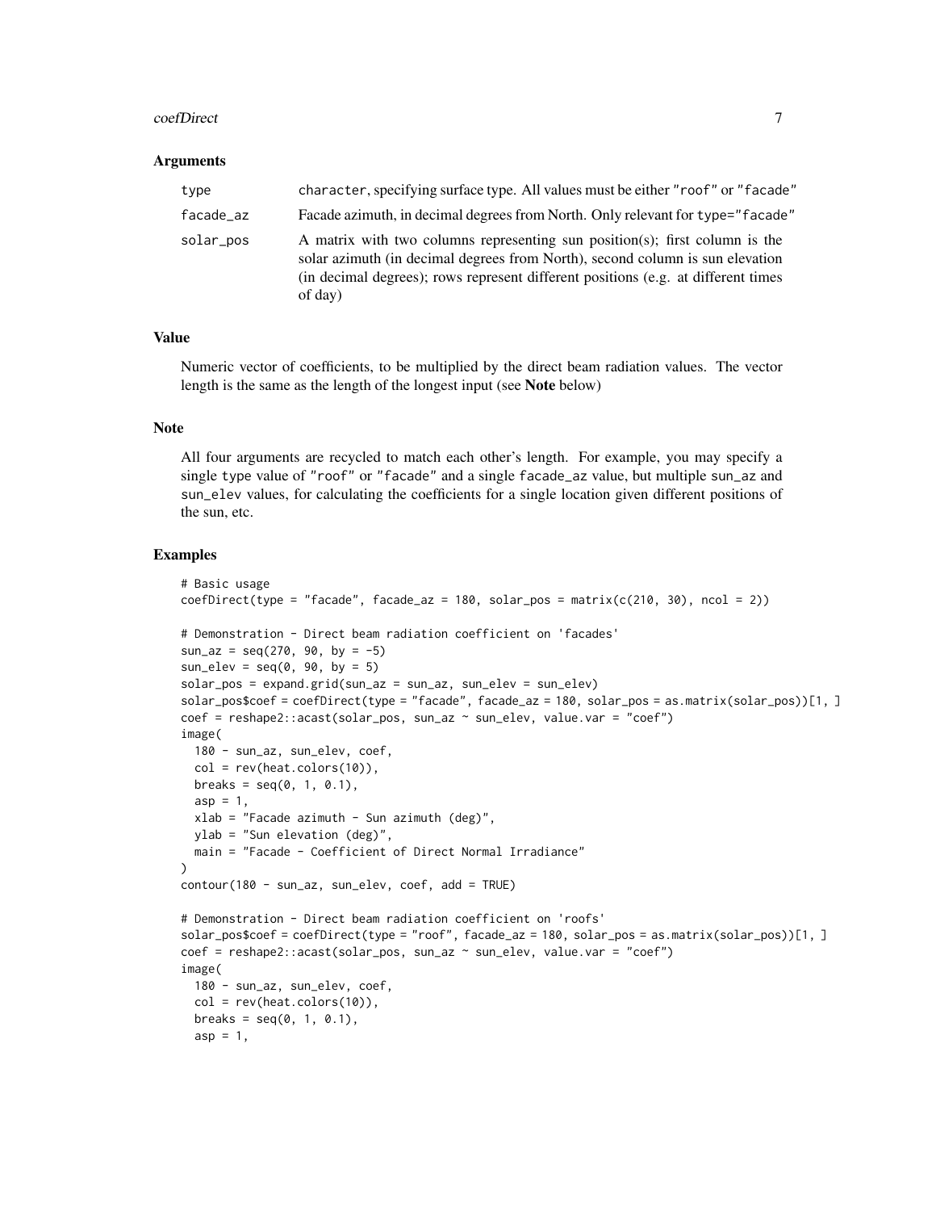### Arguments

| | |
|---|---|
| type | character, specifying surface type. All values must be either "roof" or "facade" |
| facade_az | Facade azimuth, in decimal degrees from North. Only relevant for type="facade" |
| solar_pos | A matrix with two columns representing sun position(s); first column is the solar azimuth (in decimal degrees from North), second column is sun elevation (in decimal degrees); rows represent different positions (e.g. at different times of day) |

### Value

Numeric vector of coefficients, to be multiplied by the direct beam radiation values. The vector length is the same as the length of the longest input (see **Note** below)

### Note

All four arguments are recycled to match each other's length. For example, you may specify a single type value of "roof" or "facade" and a single facade_az value, but multiple sun_az and sun_elev values, for calculating the coefficients for a single location given different positions of the sun, etc.

### Examples

```
# Basic usage
coefDirect(type = "facade", facade_az = 180, solar_pos = matrix(c(210, 30), ncol = 2))

# Demonstration - Direct beam radiation coefficient on 'facades'
sun_az = seq(270, 90, by = -5)
sun_elev = seq(0, 90, by = 5)
solar_pos = expand.grid(sun_az = sun_az, sun_elev = sun_elev)
solar_pos$coef = coefDirect(type = "facade", facade_az = 180, solar_pos = as.matrix(solar_pos))[1, ]
coef = reshape2::acast(solar_pos, sun_az ~ sun_elev, value.var = "coef")
image(
  180 - sun_az, sun_elev, coef,
  col = rev(heat.colors(10)),
  breaks = seq(0, 1, 0.1),
  asp = 1,
  xlab = "Facade azimuth - Sun azimuth (deg)",
  ylab = "Sun elevation (deg)",
  main = "Facade - Coefficient of Direct Normal Irradiance"
)
contour(180 - sun_az, sun_elev, coef, add = TRUE)

# Demonstration - Direct beam radiation coefficient on 'roofs'
solar_pos$coef = coefDirect(type = "roof", facade_az = 180, solar_pos = as.matrix(solar_pos))[1, ]
coef = reshape2::acast(solar_pos, sun_az ~ sun_elev, value.var = "coef")
image(
  180 - sun_az, sun_elev, coef,
  col = rev(heat.colors(10)),
  breaks = seq(0, 1, 0.1),
  asp = 1,
```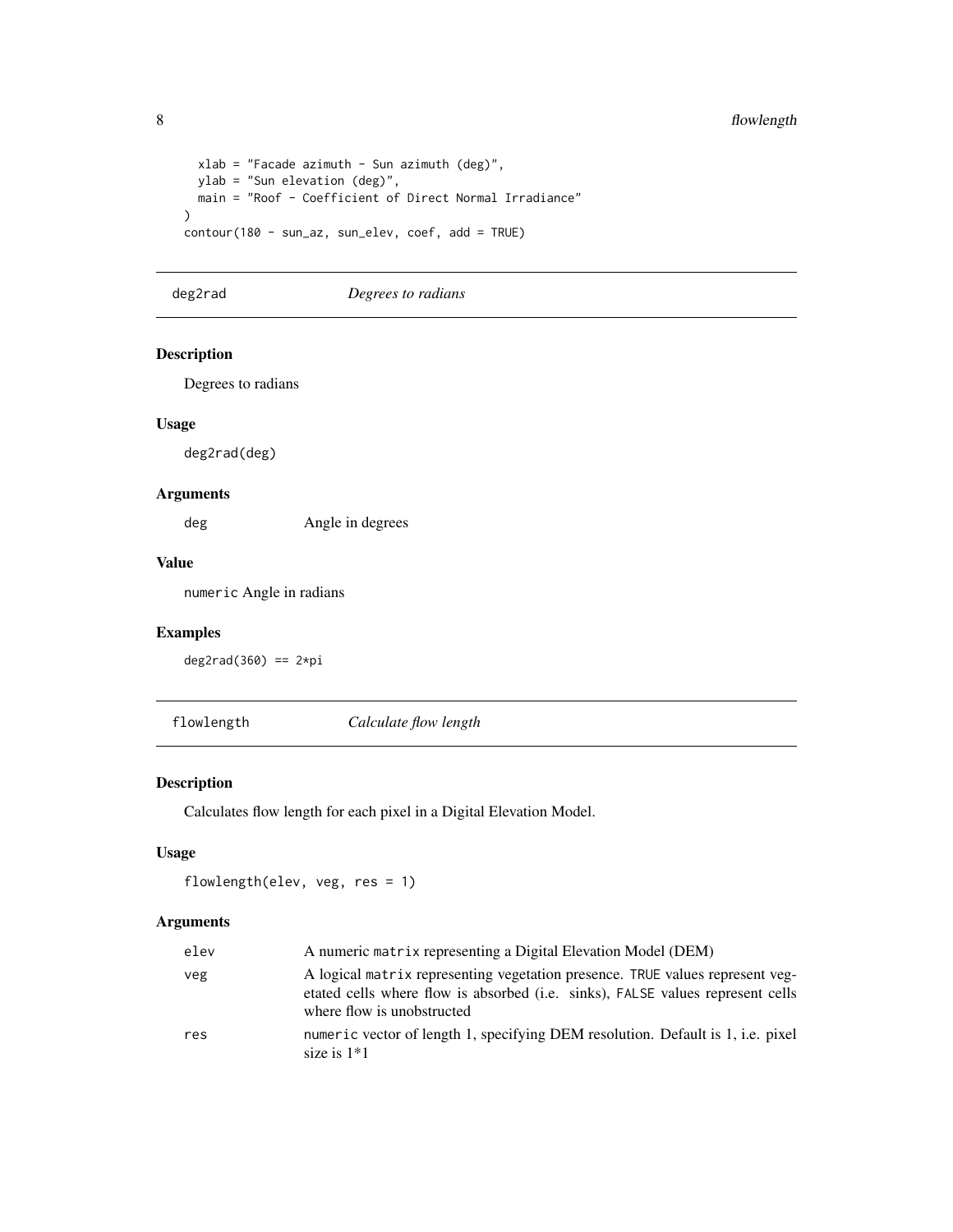```
  xlab = "Facade azimuth - Sun azimuth (deg)",
  ylab = "Sun elevation (deg)",
  main = "Roof - Coefficient of Direct Normal Irradiance"
)
contour(180 - sun_az, sun_elev, coef, add = TRUE)
```

## deg2rad *Degrees to radians*

### Description

Degrees to radians

### Usage

```
deg2rad(deg)
```

### Arguments

| | |
|---|---|
| deg | Angle in degrees |

### Value

`numeric` Angle in radians

### Examples

```
deg2rad(360) == 2*pi
```

## flowlength *Calculate flow length*

### Description

Calculates flow length for each pixel in a Digital Elevation Model.

### Usage

```
flowlength(elev, veg, res = 1)
```

### Arguments

| | |
|---|---|
| elev | A numeric `matrix` representing a Digital Elevation Model (DEM) |
| veg | A logical `matrix` representing vegetation presence. `TRUE` values represent vegetated cells where flow is absorbed (i.e. sinks), `FALSE` values represent cells where flow is unobstructed |
| res | `numeric` vector of length 1, specifying DEM resolution. Default is 1, i.e. pixel size is 1*1 |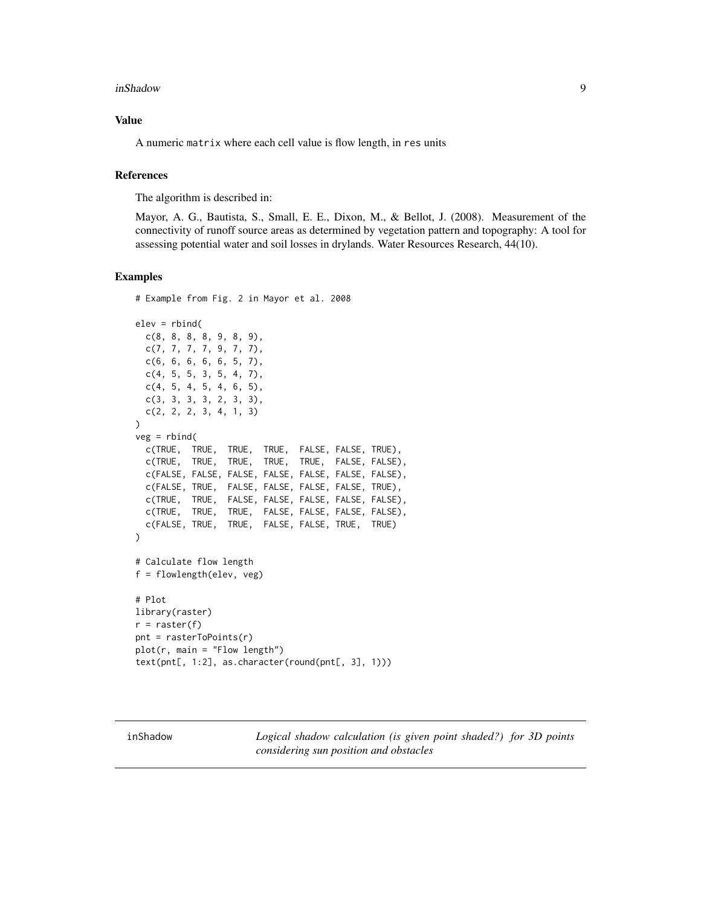### Value

A numeric `matrix` where each cell value is flow length, in `res` units

### References

The algorithm is described in:

Mayor, A. G., Bautista, S., Small, E. E., Dixon, M., & Bellot, J. (2008). Measurement of the connectivity of runoff source areas as determined by vegetation pattern and topography: A tool for assessing potential water and soil losses in drylands. Water Resources Research, 44(10).

### Examples

```
# Example from Fig. 2 in Mayor et al. 2008

elev = rbind(
  c(8, 8, 8, 8, 9, 8, 9),
  c(7, 7, 7, 7, 9, 7, 7),
  c(6, 6, 6, 6, 6, 5, 7),
  c(4, 5, 5, 3, 5, 4, 7),
  c(4, 5, 4, 5, 4, 6, 5),
  c(3, 3, 3, 3, 2, 3, 3),
  c(2, 2, 2, 3, 4, 1, 3)
)
veg = rbind(
  c(TRUE,  TRUE,  TRUE,  TRUE,  FALSE, FALSE, TRUE),
  c(TRUE,  TRUE,  TRUE,  TRUE,  TRUE,  FALSE, FALSE),
  c(FALSE, FALSE, FALSE, FALSE, FALSE, FALSE, FALSE),
  c(FALSE, TRUE,  FALSE, FALSE, FALSE, FALSE, TRUE),
  c(TRUE,  TRUE,  FALSE, FALSE, FALSE, FALSE, FALSE),
  c(TRUE,  TRUE,  TRUE,  FALSE, FALSE, FALSE, FALSE),
  c(FALSE, TRUE,  TRUE,  FALSE, FALSE, TRUE,  TRUE)
)

# Calculate flow length
f = flowlength(elev, veg)

# Plot
library(raster)
r = raster(f)
pnt = rasterToPoints(r)
plot(r, main = "Flow length")
text(pnt[, 1:2], as.character(round(pnt[, 3], 1)))
```

---

## inShadow — *Logical shadow calculation (is given point shaded?) for 3D points considering sun position and obstacles*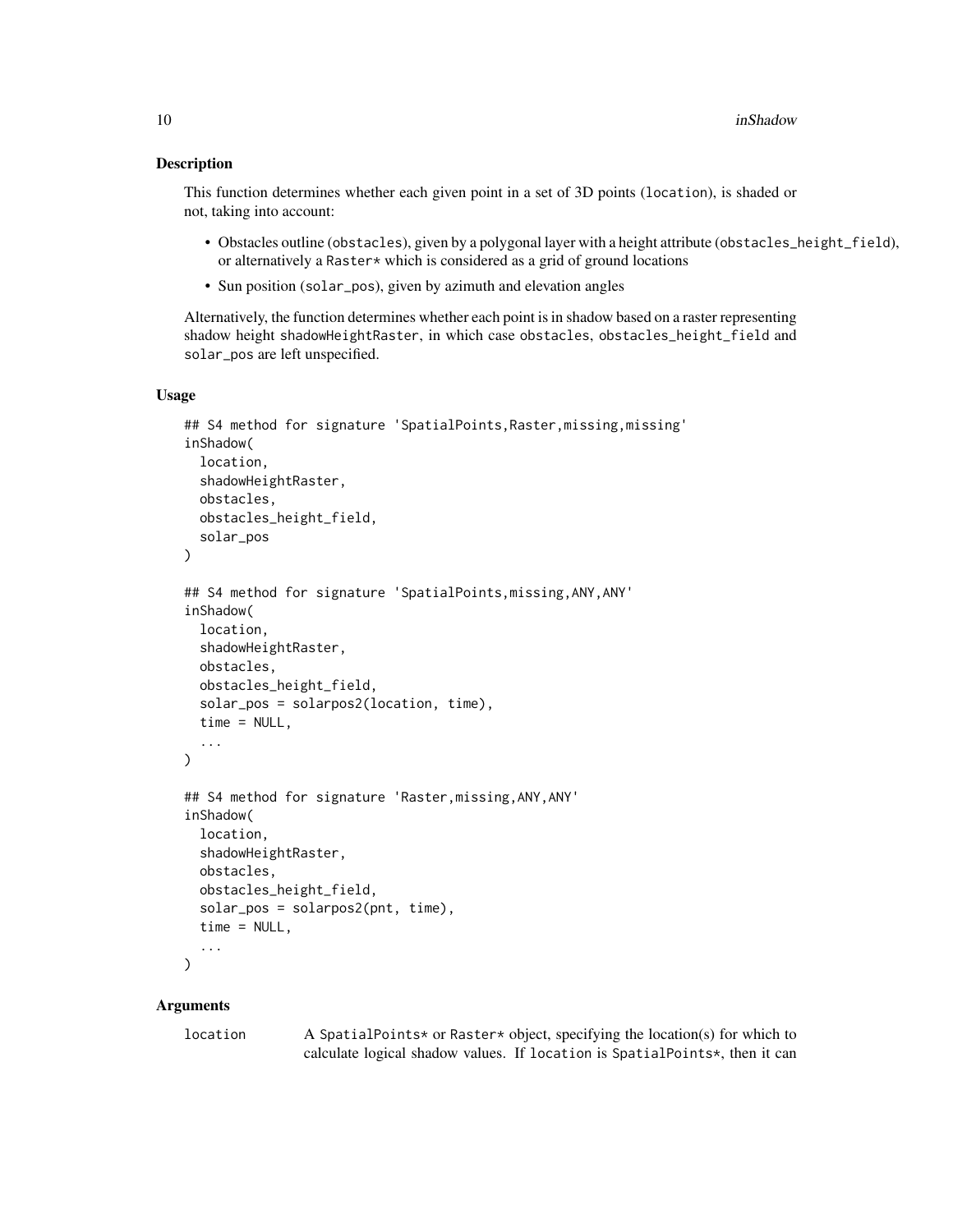## Description

This function determines whether each given point in a set of 3D points (location), is shaded or not, taking into account:

- Obstacles outline (obstacles), given by a polygonal layer with a height attribute (obstacles_height_field), or alternatively a Raster* which is considered as a grid of ground locations
- Sun position (solar_pos), given by azimuth and elevation angles

Alternatively, the function determines whether each point is in shadow based on a raster representing shadow height shadowHeightRaster, in which case obstacles, obstacles_height_field and solar_pos are left unspecified.

## Usage

```
## S4 method for signature 'SpatialPoints,Raster,missing,missing'
inShadow(
  location,
  shadowHeightRaster,
  obstacles,
  obstacles_height_field,
  solar_pos
)

## S4 method for signature 'SpatialPoints,missing,ANY,ANY'
inShadow(
  location,
  shadowHeightRaster,
  obstacles,
  obstacles_height_field,
  solar_pos = solarpos2(location, time),
  time = NULL,
  ...
)

## S4 method for signature 'Raster,missing,ANY,ANY'
inShadow(
  location,
  shadowHeightRaster,
  obstacles,
  obstacles_height_field,
  solar_pos = solarpos2(pnt, time),
  time = NULL,
  ...
)
```

## Arguments

location — A SpatialPoints* or Raster* object, specifying the location(s) for which to calculate logical shadow values. If location is SpatialPoints*, then it can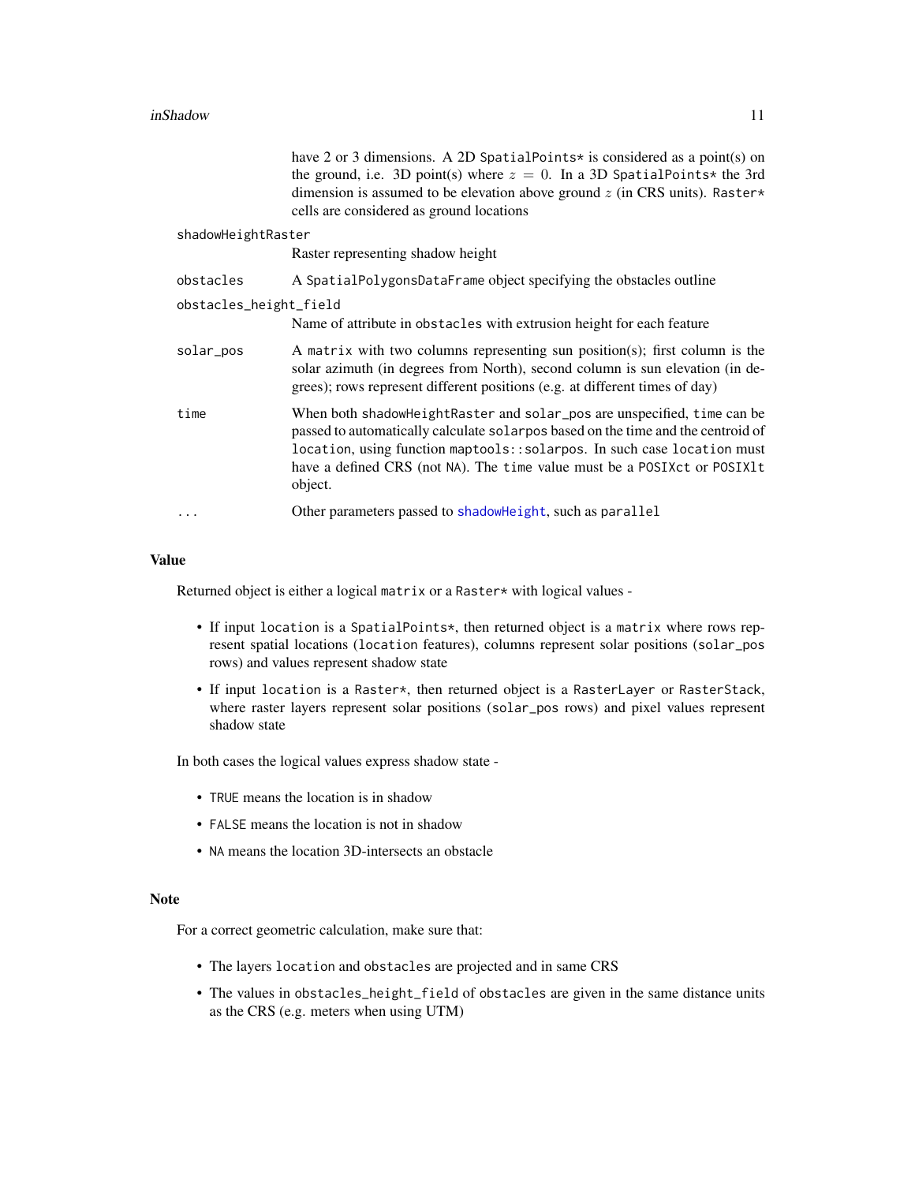| | |
|---|---|
| | have 2 or 3 dimensions. A 2D SpatialPoints* is considered as a point(s) on the ground, i.e. 3D point(s) where $z = 0$. In a 3D SpatialPoints* the 3rd dimension is assumed to be elevation above ground $z$ (in CRS units). Raster* cells are considered as ground locations |
| shadowHeightRaster | Raster representing shadow height |
| obstacles | A SpatialPolygonsDataFrame object specifying the obstacles outline |
| obstacles_height_field | Name of attribute in obstacles with extrusion height for each feature |
| solar_pos | A matrix with two columns representing sun position(s); first column is the solar azimuth (in degrees from North), second column is sun elevation (in degrees); rows represent different positions (e.g. at different times of day) |
| time | When both shadowHeightRaster and solar_pos are unspecified, time can be passed to automatically calculate solarpos based on the time and the centroid of location, using function maptools::solarpos. In such case location must have a defined CRS (not NA). The time value must be a POSIXct or POSIXlt object. |
| ... | Other parameters passed to shadowHeight, such as parallel |

## Value

Returned object is either a logical matrix or a Raster* with logical values -

- If input location is a SpatialPoints*, then returned object is a matrix where rows represent spatial locations (location features), columns represent solar positions (solar_pos rows) and values represent shadow state
- If input location is a Raster*, then returned object is a RasterLayer or RasterStack, where raster layers represent solar positions (solar_pos rows) and pixel values represent shadow state

In both cases the logical values express shadow state -

- TRUE means the location is in shadow
- FALSE means the location is not in shadow
- NA means the location 3D-intersects an obstacle

## Note

For a correct geometric calculation, make sure that:

- The layers location and obstacles are projected and in same CRS
- The values in obstacles_height_field of obstacles are given in the same distance units as the CRS (e.g. meters when using UTM)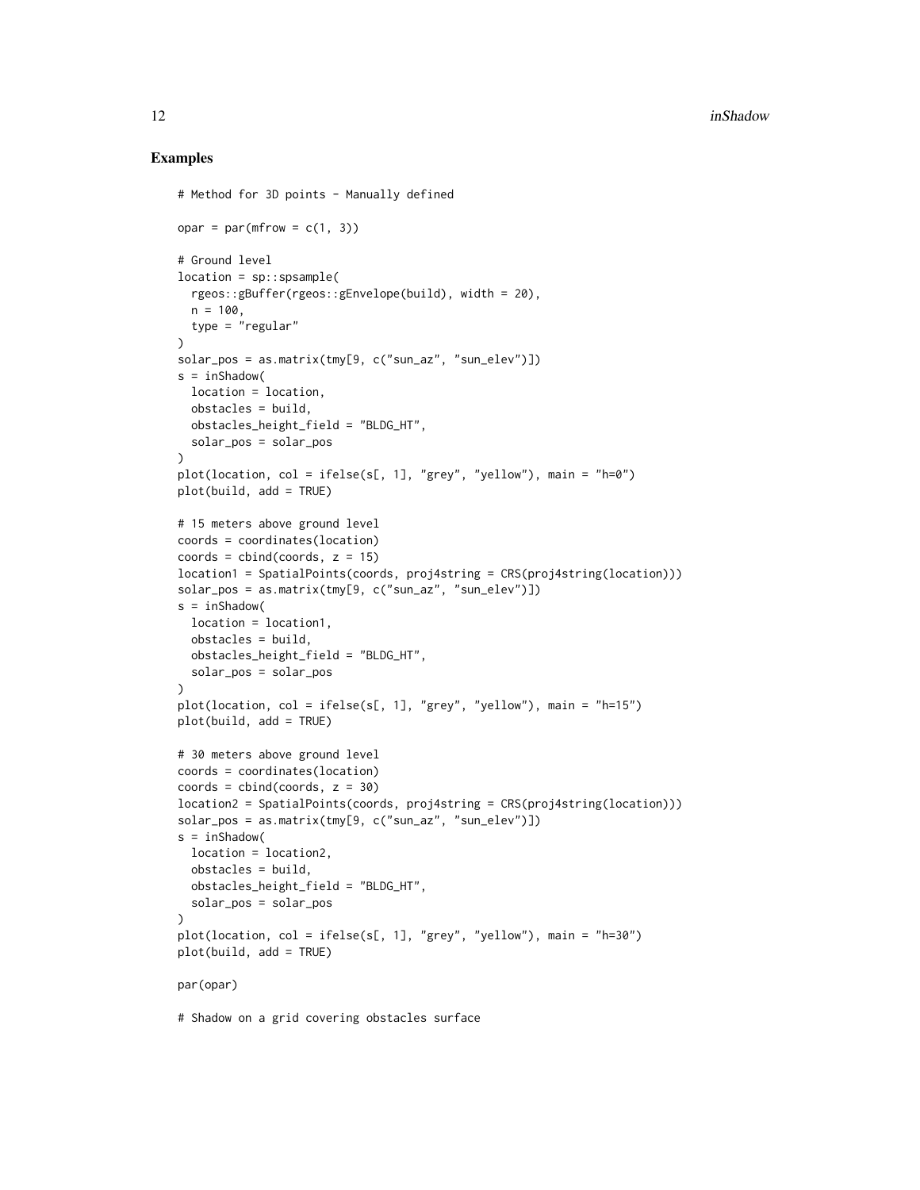## Examples

```
# Method for 3D points - Manually defined

opar = par(mfrow = c(1, 3))

# Ground level
location = sp::spsample(
  rgeos::gBuffer(rgeos::gEnvelope(build), width = 20),
  n = 100,
  type = "regular"
)
solar_pos = as.matrix(tmy[9, c("sun_az", "sun_elev")])
s = inShadow(
  location = location,
  obstacles = build,
  obstacles_height_field = "BLDG_HT",
  solar_pos = solar_pos
)
plot(location, col = ifelse(s[, 1], "grey", "yellow"), main = "h=0")
plot(build, add = TRUE)

# 15 meters above ground level
coords = coordinates(location)
coords = cbind(coords, z = 15)
location1 = SpatialPoints(coords, proj4string = CRS(proj4string(location)))
solar_pos = as.matrix(tmy[9, c("sun_az", "sun_elev")])
s = inShadow(
  location = location1,
  obstacles = build,
  obstacles_height_field = "BLDG_HT",
  solar_pos = solar_pos
)
plot(location, col = ifelse(s[, 1], "grey", "yellow"), main = "h=15")
plot(build, add = TRUE)

# 30 meters above ground level
coords = coordinates(location)
coords = cbind(coords, z = 30)
location2 = SpatialPoints(coords, proj4string = CRS(proj4string(location)))
solar_pos = as.matrix(tmy[9, c("sun_az", "sun_elev")])
s = inShadow(
  location = location2,
  obstacles = build,
  obstacles_height_field = "BLDG_HT",
  solar_pos = solar_pos
)
plot(location, col = ifelse(s[, 1], "grey", "yellow"), main = "h=30")
plot(build, add = TRUE)

par(opar)

# Shadow on a grid covering obstacles surface
```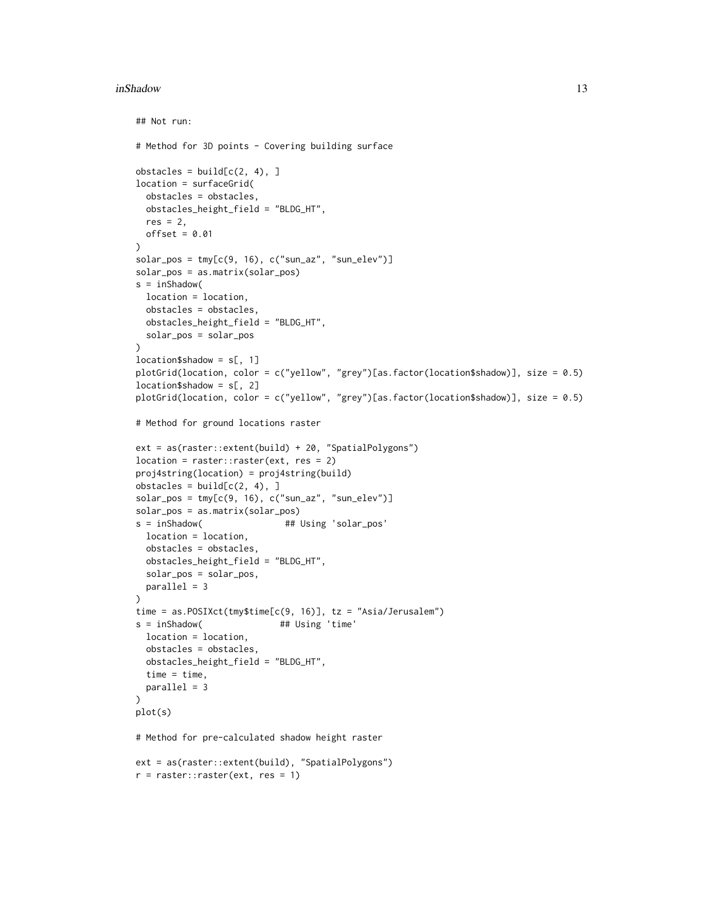```
## Not run:

# Method for 3D points - Covering building surface

obstacles = build[c(2, 4), ]
location = surfaceGrid(
  obstacles = obstacles,
  obstacles_height_field = "BLDG_HT",
  res = 2,
  offset = 0.01
)
solar_pos = tmy[c(9, 16), c("sun_az", "sun_elev")]
solar_pos = as.matrix(solar_pos)
s = inShadow(
  location = location,
  obstacles = obstacles,
  obstacles_height_field = "BLDG_HT",
  solar_pos = solar_pos
)
location$shadow = s[, 1]
plotGrid(location, color = c("yellow", "grey")[as.factor(location$shadow)], size = 0.5)
location$shadow = s[, 2]
plotGrid(location, color = c("yellow", "grey")[as.factor(location$shadow)], size = 0.5)

# Method for ground locations raster

ext = as(raster::extent(build) + 20, "SpatialPolygons")
location = raster::raster(ext, res = 2)
proj4string(location) = proj4string(build)
obstacles = build[c(2, 4), ]
solar_pos = tmy[c(9, 16), c("sun_az", "sun_elev")]
solar_pos = as.matrix(solar_pos)
s = inShadow(                ## Using 'solar_pos'
  location = location,
  obstacles = obstacles,
  obstacles_height_field = "BLDG_HT",
  solar_pos = solar_pos,
  parallel = 3
)
time = as.POSIXct(tmy$time[c(9, 16)], tz = "Asia/Jerusalem")
s = inShadow(               ## Using 'time'
  location = location,
  obstacles = obstacles,
  obstacles_height_field = "BLDG_HT",
  time = time,
  parallel = 3
)
plot(s)

# Method for pre-calculated shadow height raster

ext = as(raster::extent(build), "SpatialPolygons")
r = raster::raster(ext, res = 1)
```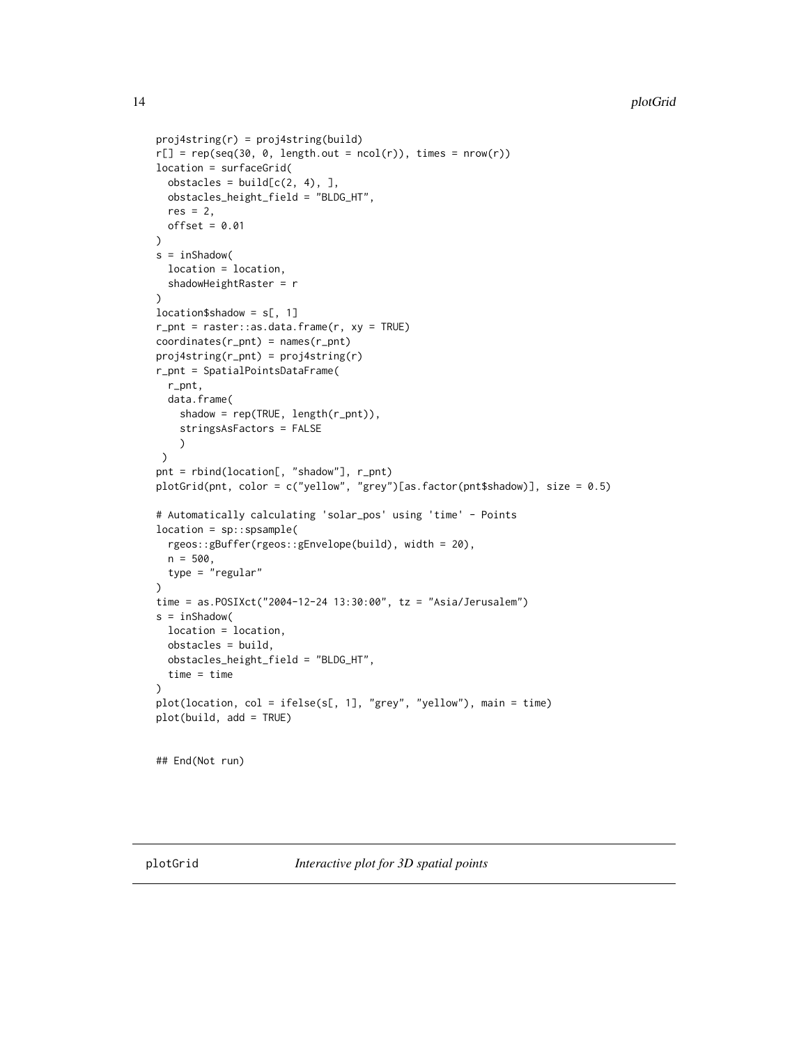```
proj4string(r) = proj4string(build)
r[] = rep(seq(30, 0, length.out = ncol(r)), times = nrow(r))
location = surfaceGrid(
  obstacles = build[c(2, 4), ],
  obstacles_height_field = "BLDG_HT",
  res = 2,
  offset = 0.01
)
s = inShadow(
  location = location,
  shadowHeightRaster = r
)
location$shadow = s[, 1]
r_pnt = raster::as.data.frame(r, xy = TRUE)
coordinates(r_pnt) = names(r_pnt)
proj4string(r_pnt) = proj4string(r)
r_pnt = SpatialPointsDataFrame(
  r_pnt,
  data.frame(
    shadow = rep(TRUE, length(r_pnt)),
    stringsAsFactors = FALSE
    )
 )
pnt = rbind(location[, "shadow"], r_pnt)
plotGrid(pnt, color = c("yellow", "grey")[as.factor(pnt$shadow)], size = 0.5)

# Automatically calculating 'solar_pos' using 'time' - Points
location = sp::spsample(
  rgeos::gBuffer(rgeos::gEnvelope(build), width = 20),
  n = 500,
  type = "regular"
)
time = as.POSIXct("2004-12-24 13:30:00", tz = "Asia/Jerusalem")
s = inShadow(
  location = location,
  obstacles = build,
  obstacles_height_field = "BLDG_HT",
  time = time
)
plot(location, col = ifelse(s[, 1], "grey", "yellow"), main = time)
plot(build, add = TRUE)


## End(Not run)
```

---

## plotGrid — *Interactive plot for 3D spatial points*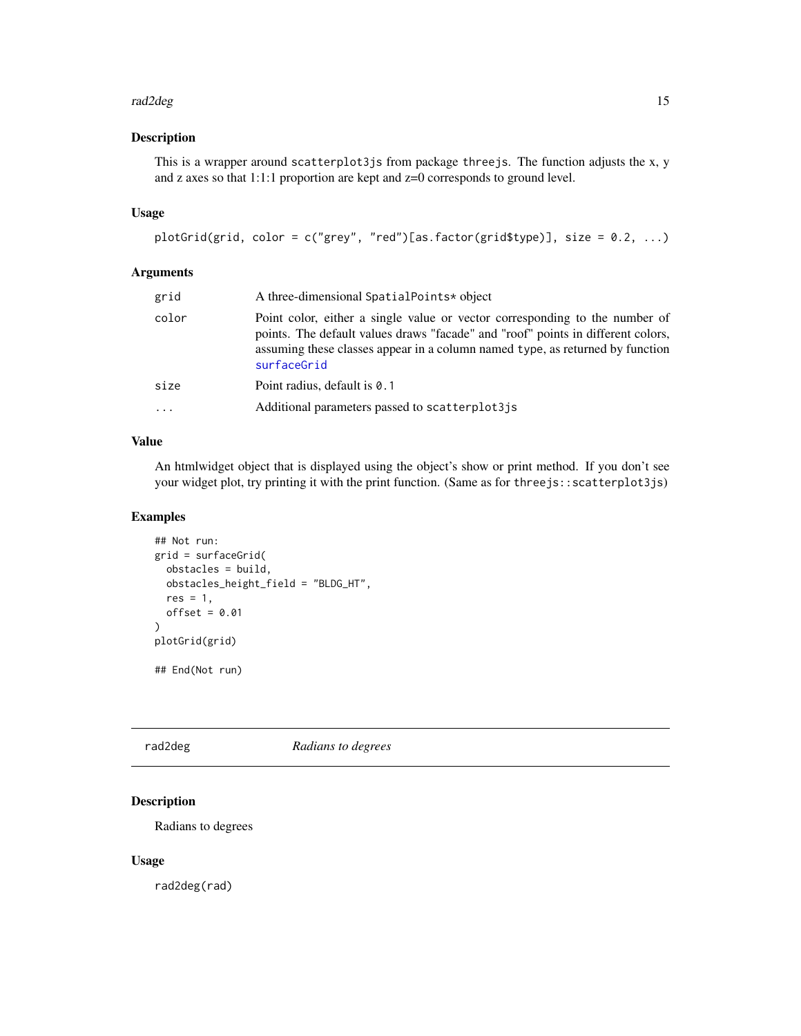## Description

This is a wrapper around `scatterplot3js` from package `threejs`. The function adjusts the x, y and z axes so that 1:1:1 proportion are kept and z=0 corresponds to ground level.

## Usage

```
plotGrid(grid, color = c("grey", "red")[as.factor(grid$type)], size = 0.2, ...)
```

## Arguments

| | |
|---|---|
| `grid` | A three-dimensional `SpatialPoints*` object |
| `color` | Point color, either a single value or vector corresponding to the number of points. The default values draws "facade" and "roof" points in different colors, assuming these classes appear in a column named `type`, as returned by function `surfaceGrid` |
| `size` | Point radius, default is `0.1` |
| `...` | Additional parameters passed to `scatterplot3js` |

## Value

An htmlwidget object that is displayed using the object's show or print method. If you don't see your widget plot, try printing it with the print function. (Same as for `threejs::scatterplot3js`)

## Examples

```
## Not run:
grid = surfaceGrid(
  obstacles = build,
  obstacles_height_field = "BLDG_HT",
  res = 1,
  offset = 0.01
)
plotGrid(grid)

## End(Not run)
```

---

# rad2deg *Radians to degrees*

## Description

Radians to degrees

## Usage

```
rad2deg(rad)
```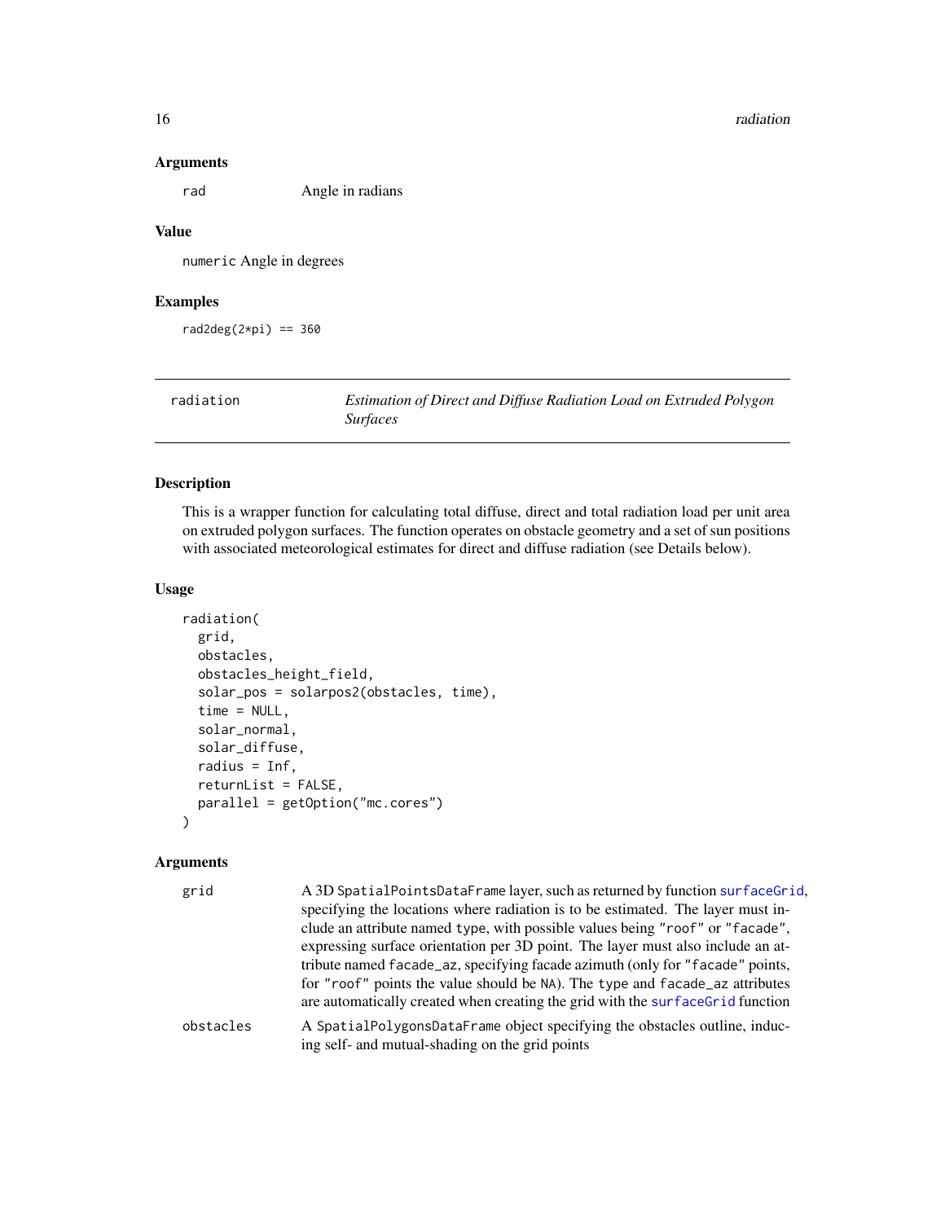### Arguments

| | |
|---|---|
| rad | Angle in radians |

### Value

`numeric` Angle in degrees

### Examples

```
rad2deg(2*pi) == 360
```

---

## radiation — *Estimation of Direct and Diffuse Radiation Load on Extruded Polygon Surfaces*

---

### Description

This is a wrapper function for calculating total diffuse, direct and total radiation load per unit area on extruded polygon surfaces. The function operates on obstacle geometry and a set of sun positions with associated meteorological estimates for direct and diffuse radiation (see Details below).

### Usage

```
radiation(
  grid,
  obstacles,
  obstacles_height_field,
  solar_pos = solarpos2(obstacles, time),
  time = NULL,
  solar_normal,
  solar_diffuse,
  radius = Inf,
  returnList = FALSE,
  parallel = getOption("mc.cores")
)
```

### Arguments

| | |
|---|---|
| grid | A 3D `SpatialPointsDataFrame` layer, such as returned by function `surfaceGrid`, specifying the locations where radiation is to be estimated. The layer must include an attribute named `type`, with possible values being `"roof"` or `"facade"`, expressing surface orientation per 3D point. The layer must also include an attribute named `facade_az`, specifying facade azimuth (only for `"facade"` points, for `"roof"` points the value should be `NA`). The `type` and `facade_az` attributes are automatically created when creating the grid with the `surfaceGrid` function |
| obstacles | A `SpatialPolygonsDataFrame` object specifying the obstacles outline, inducing self- and mutual-shading on the grid points |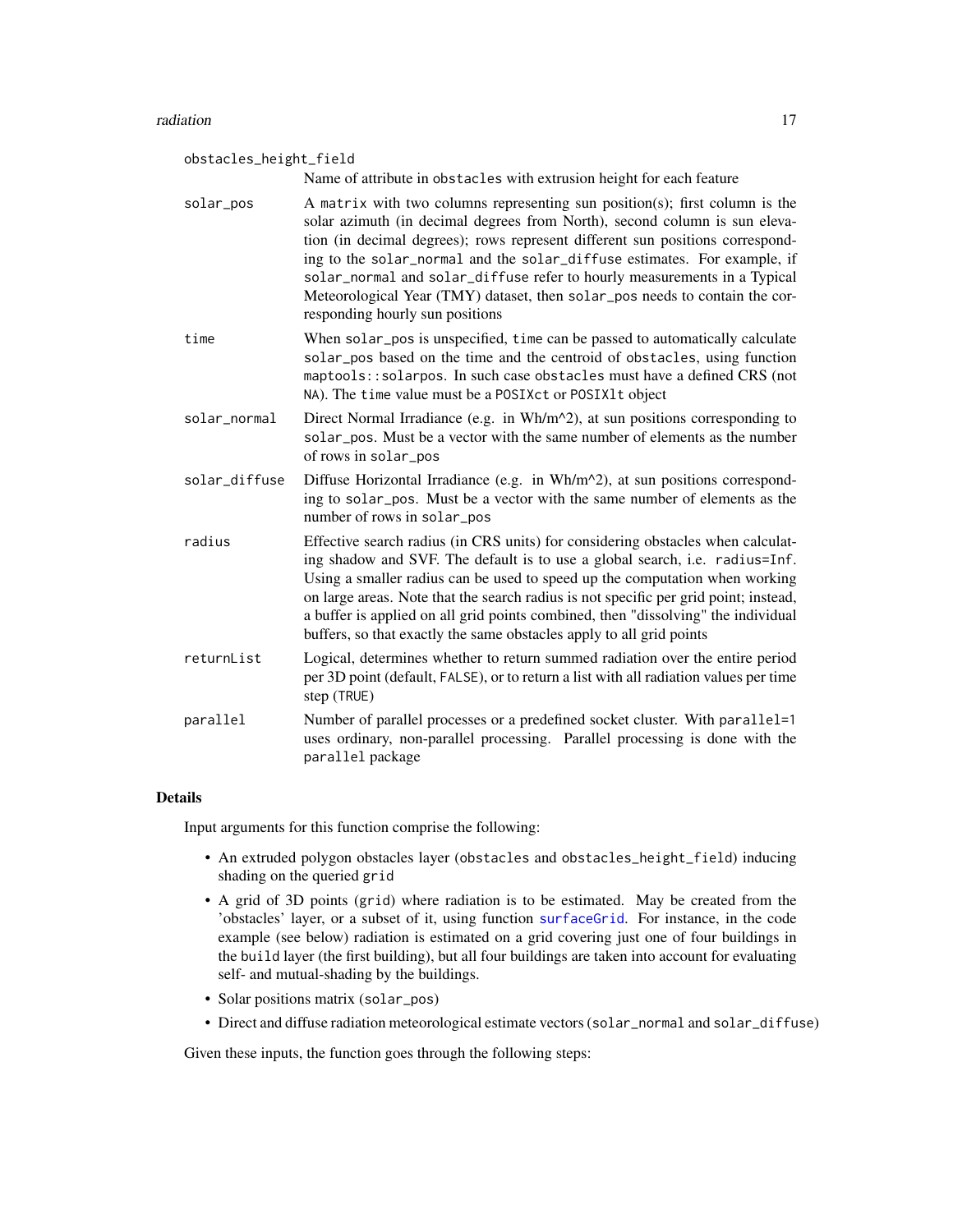`obstacles_height_field`
: Name of attribute in `obstacles` with extrusion height for each feature

`solar_pos`
: A `matrix` with two columns representing sun position(s); first column is the solar azimuth (in decimal degrees from North), second column is sun elevation (in decimal degrees); rows represent different sun positions corresponding to the `solar_normal` and the `solar_diffuse` estimates. For example, if `solar_normal` and `solar_diffuse` refer to hourly measurements in a Typical Meteorological Year (TMY) dataset, then `solar_pos` needs to contain the corresponding hourly sun positions

`time`
: When `solar_pos` is unspecified, `time` can be passed to automatically calculate `solar_pos` based on the time and the centroid of `obstacles`, using function `maptools::solarpos`. In such case `obstacles` must have a defined CRS (not `NA`). The `time` value must be a `POSIXct` or `POSIXlt` object

`solar_normal`
: Direct Normal Irradiance (e.g. in Wh/m^2), at sun positions corresponding to `solar_pos`. Must be a vector with the same number of elements as the number of rows in `solar_pos`

`solar_diffuse`
: Diffuse Horizontal Irradiance (e.g. in Wh/m^2), at sun positions corresponding to `solar_pos`. Must be a vector with the same number of elements as the number of rows in `solar_pos`

`radius`
: Effective search radius (in CRS units) for considering obstacles when calculating shadow and SVF. The default is to use a global search, i.e. `radius=Inf`. Using a smaller radius can be used to speed up the computation when working on large areas. Note that the search radius is not specific per grid point; instead, a buffer is applied on all grid points combined, then "dissolving" the individual buffers, so that exactly the same obstacles apply to all grid points

`returnList`
: Logical, determines whether to return summed radiation over the entire period per 3D point (default, `FALSE`), or to return a list with all radiation values per time step (`TRUE`)

`parallel`
: Number of parallel processes or a predefined socket cluster. With `parallel=1` uses ordinary, non-parallel processing. Parallel processing is done with the `parallel` package

## Details

Input arguments for this function comprise the following:

- An extruded polygon obstacles layer (`obstacles` and `obstacles_height_field`) inducing shading on the queried `grid`
- A grid of 3D points (`grid`) where radiation is to be estimated. May be created from the 'obstacles' layer, or a subset of it, using function `surfaceGrid`. For instance, in the code example (see below) radiation is estimated on a grid covering just one of four buildings in the `build` layer (the first building), but all four buildings are taken into account for evaluating self- and mutual-shading by the buildings.
- Solar positions matrix (`solar_pos`)
- Direct and diffuse radiation meteorological estimate vectors (`solar_normal` and `solar_diffuse`)

Given these inputs, the function goes through the following steps: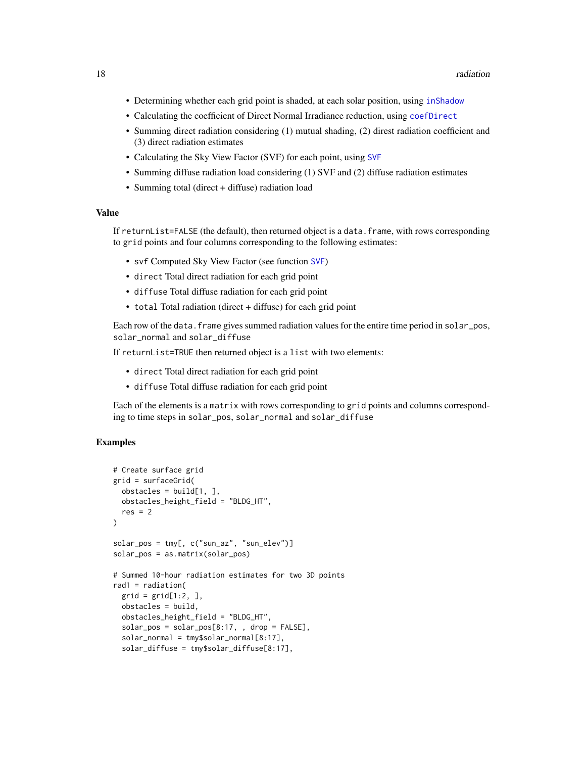- Determining whether each grid point is shaded, at each solar position, using `inShadow`
- Calculating the coefficient of Direct Normal Irradiance reduction, using `coefDirect`
- Summing direct radiation considering (1) mutual shading, (2) direst radiation coefficient and (3) direct radiation estimates
- Calculating the Sky View Factor (SVF) for each point, using `SVF`
- Summing diffuse radiation load considering (1) SVF and (2) diffuse radiation estimates
- Summing total (direct + diffuse) radiation load

### Value

If `returnList=FALSE` (the default), then returned object is a `data.frame`, with rows corresponding to `grid` points and four columns corresponding to the following estimates:

- `svf` Computed Sky View Factor (see function `SVF`)
- `direct` Total direct radiation for each grid point
- `diffuse` Total diffuse radiation for each grid point
- `total` Total radiation (direct + diffuse) for each grid point

Each row of the `data.frame` gives summed radiation values for the entire time period in `solar_pos`, `solar_normal` and `solar_diffuse`

If `returnList=TRUE` then returned object is a `list` with two elements:

- `direct` Total direct radiation for each grid point
- `diffuse` Total diffuse radiation for each grid point

Each of the elements is a `matrix` with rows corresponding to `grid` points and columns corresponding to time steps in `solar_pos`, `solar_normal` and `solar_diffuse`

### Examples

```
# Create surface grid
grid = surfaceGrid(
  obstacles = build[1, ],
  obstacles_height_field = "BLDG_HT",
  res = 2
)

solar_pos = tmy[, c("sun_az", "sun_elev")]
solar_pos = as.matrix(solar_pos)

# Summed 10-hour radiation estimates for two 3D points
rad1 = radiation(
  grid = grid[1:2, ],
  obstacles = build,
  obstacles_height_field = "BLDG_HT",
  solar_pos = solar_pos[8:17, , drop = FALSE],
  solar_normal = tmy$solar_normal[8:17],
  solar_diffuse = tmy$solar_diffuse[8:17],
```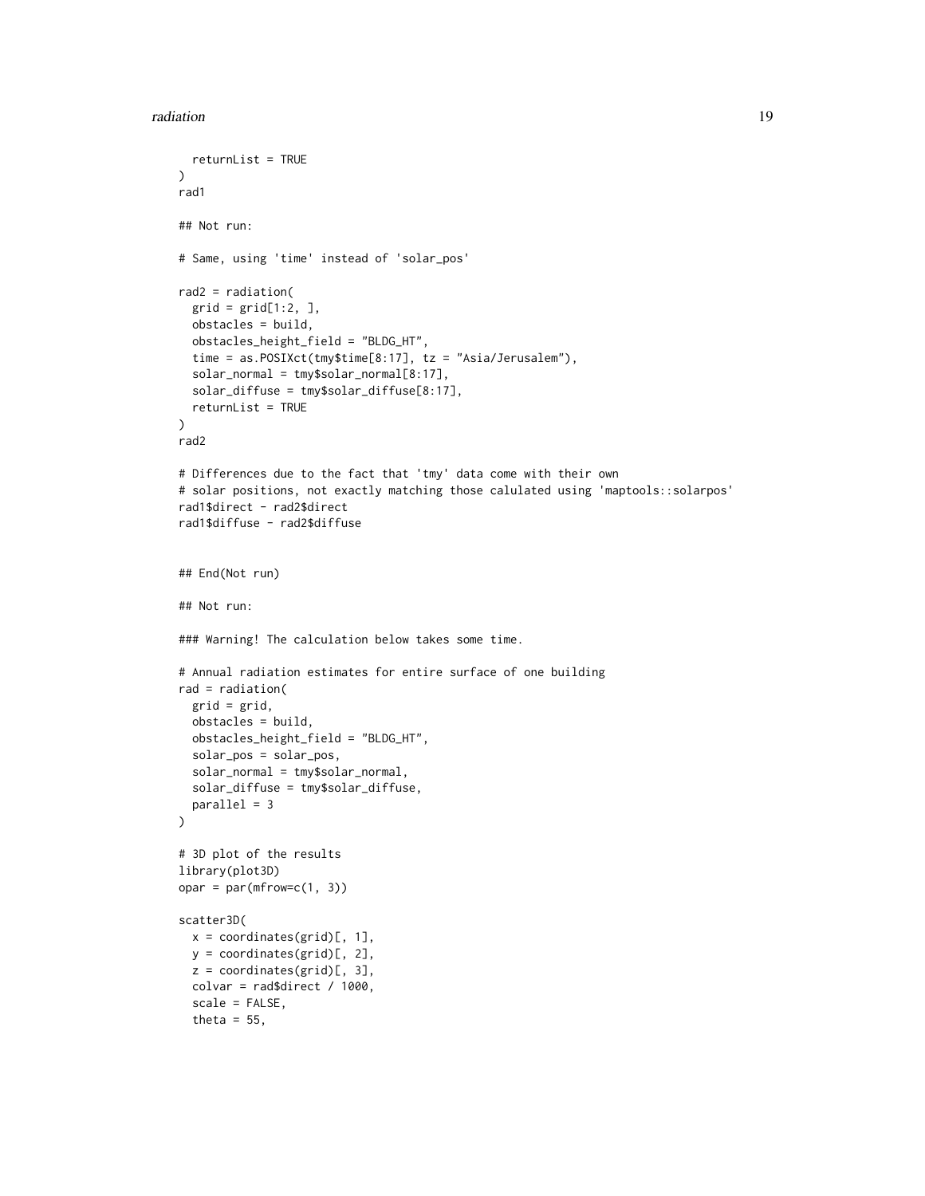```
  returnList = TRUE
)
rad1

## Not run:

# Same, using 'time' instead of 'solar_pos'

rad2 = radiation(
  grid = grid[1:2, ],
  obstacles = build,
  obstacles_height_field = "BLDG_HT",
  time = as.POSIXct(tmy$time[8:17], tz = "Asia/Jerusalem"),
  solar_normal = tmy$solar_normal[8:17],
  solar_diffuse = tmy$solar_diffuse[8:17],
  returnList = TRUE
)
rad2

# Differences due to the fact that 'tmy' data come with their own
# solar positions, not exactly matching those calulated using 'maptools::solarpos'
rad1$direct - rad2$direct
rad1$diffuse - rad2$diffuse


## End(Not run)

## Not run:

### Warning! The calculation below takes some time.

# Annual radiation estimates for entire surface of one building
rad = radiation(
  grid = grid,
  obstacles = build,
  obstacles_height_field = "BLDG_HT",
  solar_pos = solar_pos,
  solar_normal = tmy$solar_normal,
  solar_diffuse = tmy$solar_diffuse,
  parallel = 3
)

# 3D plot of the results
library(plot3D)
opar = par(mfrow=c(1, 3))

scatter3D(
  x = coordinates(grid)[, 1],
  y = coordinates(grid)[, 2],
  z = coordinates(grid)[, 3],
  colvar = rad$direct / 1000,
  scale = FALSE,
  theta = 55,
```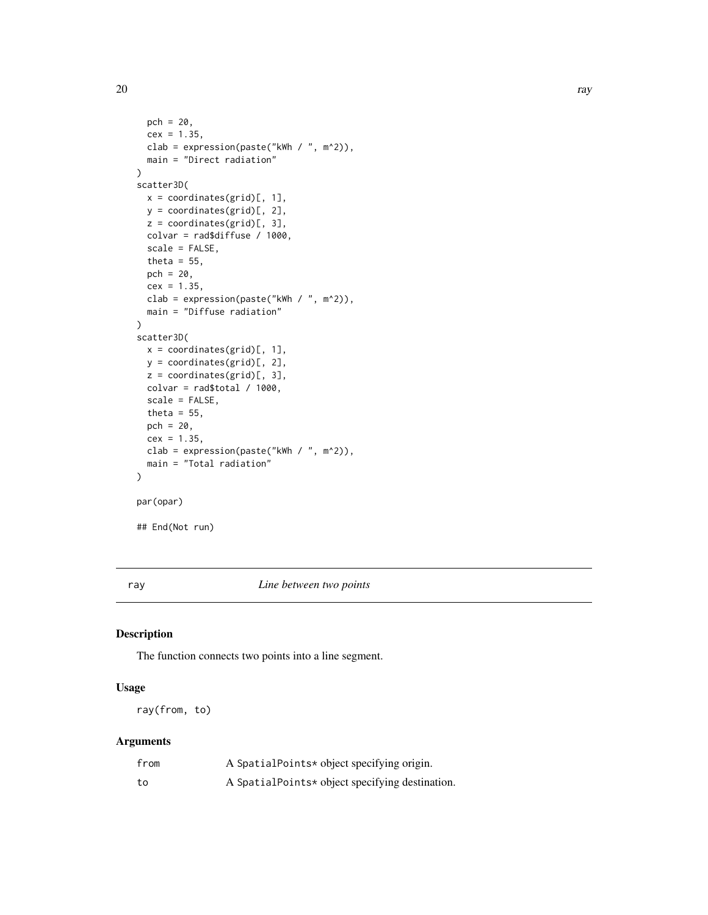```
  pch = 20,
  cex = 1.35,
  clab = expression(paste("kWh / ", m^2)),
  main = "Direct radiation"
)
scatter3D(
  x = coordinates(grid)[, 1],
  y = coordinates(grid)[, 2],
  z = coordinates(grid)[, 3],
  colvar = rad$diffuse / 1000,
  scale = FALSE,
  theta = 55,
  pch = 20,
  cex = 1.35,
  clab = expression(paste("kWh / ", m^2)),
  main = "Diffuse radiation"
)
scatter3D(
  x = coordinates(grid)[, 1],
  y = coordinates(grid)[, 2],
  z = coordinates(grid)[, 3],
  colvar = rad$total / 1000,
  scale = FALSE,
  theta = 55,
  pch = 20,
  cex = 1.35,
  clab = expression(paste("kWh / ", m^2)),
  main = "Total radiation"
)

par(opar)

## End(Not run)
```

## ray — *Line between two points*

### Description

The function connects two points into a line segment.

### Usage

```
ray(from, to)
```

### Arguments

| | |
|---|---|
| from | A SpatialPoints* object specifying origin. |
| to | A SpatialPoints* object specifying destination. |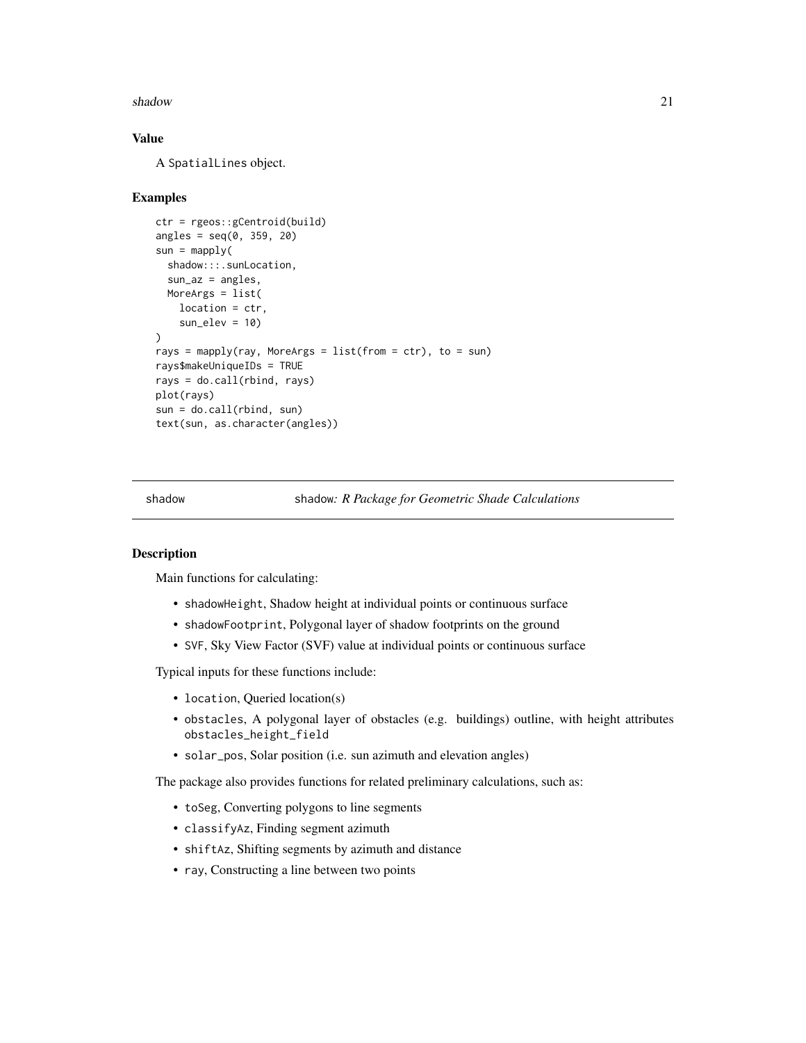## Value

A SpatialLines object.

## Examples

```
ctr = rgeos::gCentroid(build)
angles = seq(0, 359, 20)
sun = mapply(
  shadow:::.sunLocation,
  sun_az = angles,
  MoreArgs = list(
    location = ctr,
    sun_elev = 10)
)
rays = mapply(ray, MoreArgs = list(from = ctr), to = sun)
rays$makeUniqueIDs = TRUE
rays = do.call(rbind, rays)
plot(rays)
sun = do.call(rbind, sun)
text(sun, as.character(angles))
```

---

# shadow — *shadow: R Package for Geometric Shade Calculations*

## Description

Main functions for calculating:

- shadowHeight, Shadow height at individual points or continuous surface
- shadowFootprint, Polygonal layer of shadow footprints on the ground
- SVF, Sky View Factor (SVF) value at individual points or continuous surface

Typical inputs for these functions include:

- location, Queried location(s)
- obstacles, A polygonal layer of obstacles (e.g. buildings) outline, with height attributes obstacles_height_field
- solar_pos, Solar position (i.e. sun azimuth and elevation angles)

The package also provides functions for related preliminary calculations, such as:

- toSeg, Converting polygons to line segments
- classifyAz, Finding segment azimuth
- shiftAz, Shifting segments by azimuth and distance
- ray, Constructing a line between two points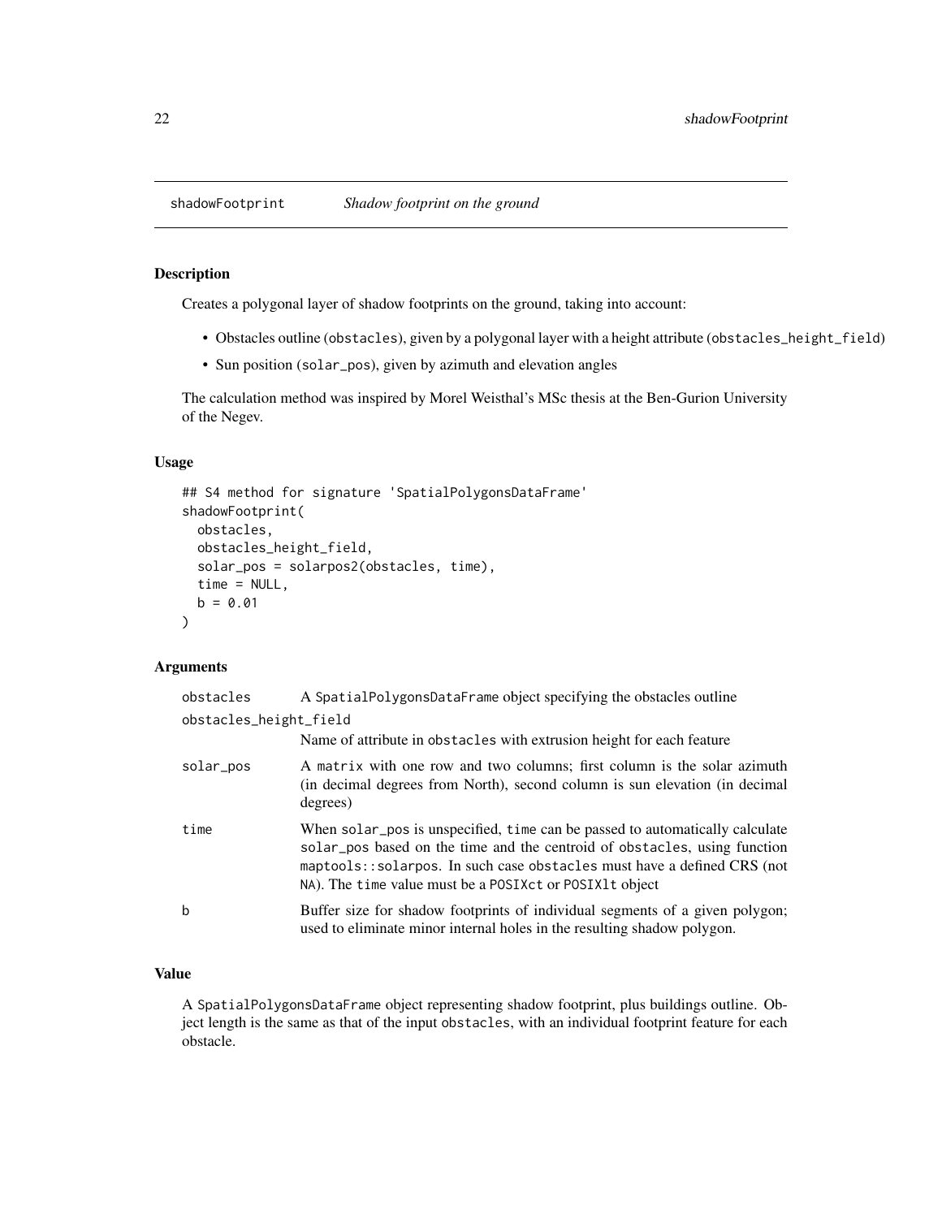## shadowFootprint — *Shadow footprint on the ground*

### Description

Creates a polygonal layer of shadow footprints on the ground, taking into account:

- Obstacles outline (`obstacles`), given by a polygonal layer with a height attribute (`obstacles_height_field`)
- Sun position (`solar_pos`), given by azimuth and elevation angles

The calculation method was inspired by Morel Weisthal's MSc thesis at the Ben-Gurion University of the Negev.

### Usage

```
## S4 method for signature 'SpatialPolygonsDataFrame'
shadowFootprint(
  obstacles,
  obstacles_height_field,
  solar_pos = solarpos2(obstacles, time),
  time = NULL,
  b = 0.01
)
```

### Arguments

| | |
|---|---|
| `obstacles` | A `SpatialPolygonsDataFrame` object specifying the obstacles outline |
| `obstacles_height_field` | Name of attribute in `obstacles` with extrusion height for each feature |
| `solar_pos` | A `matrix` with one row and two columns; first column is the solar azimuth (in decimal degrees from North), second column is sun elevation (in decimal degrees) |
| `time` | When `solar_pos` is unspecified, `time` can be passed to automatically calculate `solar_pos` based on the time and the centroid of `obstacles`, using function `maptools::solarpos`. In such case `obstacles` must have a defined CRS (not `NA`). The `time` value must be a `POSIXct` or `POSIXlt` object |
| `b` | Buffer size for shadow footprints of individual segments of a given polygon; used to eliminate minor internal holes in the resulting shadow polygon. |

### Value

A `SpatialPolygonsDataFrame` object representing shadow footprint, plus buildings outline. Object length is the same as that of the input `obstacles`, with an individual footprint feature for each obstacle.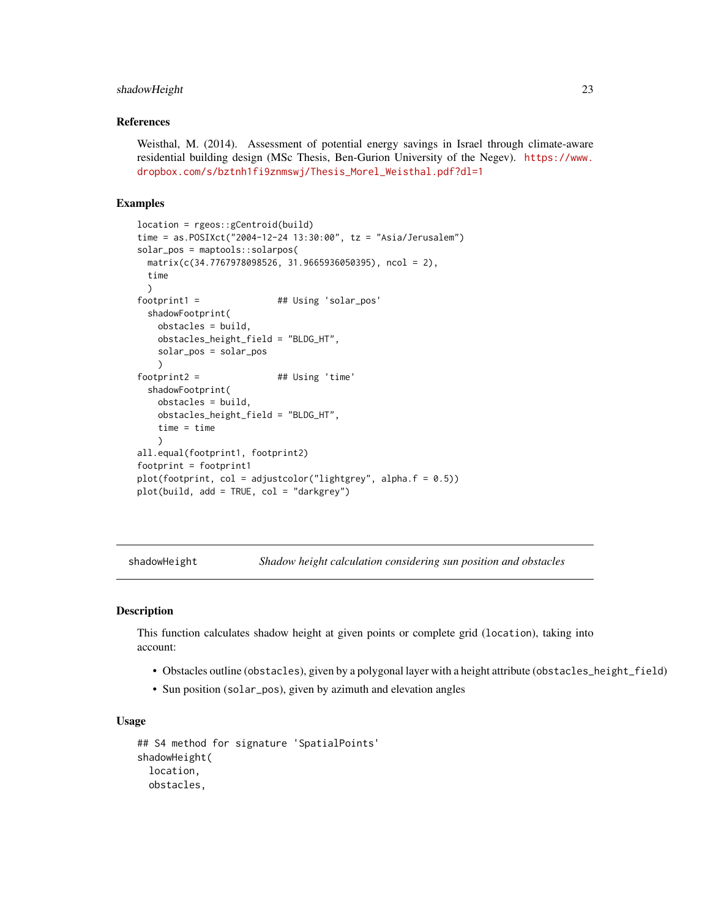### References

Weisthal, M. (2014). Assessment of potential energy savings in Israel through climate-aware residential building design (MSc Thesis, Ben-Gurion University of the Negev). https://www.dropbox.com/s/bztnh1fi9znmswj/Thesis_Morel_Weisthal.pdf?dl=1

### Examples

```
location = rgeos::gCentroid(build)
time = as.POSIXct("2004-12-24 13:30:00", tz = "Asia/Jerusalem")
solar_pos = maptools::solarpos(
  matrix(c(34.7767978098526, 31.9665936050395), ncol = 2),
  time
  )
footprint1 =              ## Using 'solar_pos'
  shadowFootprint(
    obstacles = build,
    obstacles_height_field = "BLDG_HT",
    solar_pos = solar_pos
    )
footprint2 =              ## Using 'time'
  shadowFootprint(
    obstacles = build,
    obstacles_height_field = "BLDG_HT",
    time = time
    )
all.equal(footprint1, footprint2)
footprint = footprint1
plot(footprint, col = adjustcolor("lightgrey", alpha.f = 0.5))
plot(build, add = TRUE, col = "darkgrey")
```

---

## shadowHeight — *Shadow height calculation considering sun position and obstacles*

---

### Description

This function calculates shadow height at given points or complete grid (`location`), taking into account:

- Obstacles outline (`obstacles`), given by a polygonal layer with a height attribute (`obstacles_height_field`)
- Sun position (`solar_pos`), given by azimuth and elevation angles

### Usage

```
## S4 method for signature 'SpatialPoints'
shadowHeight(
  location,
  obstacles,
```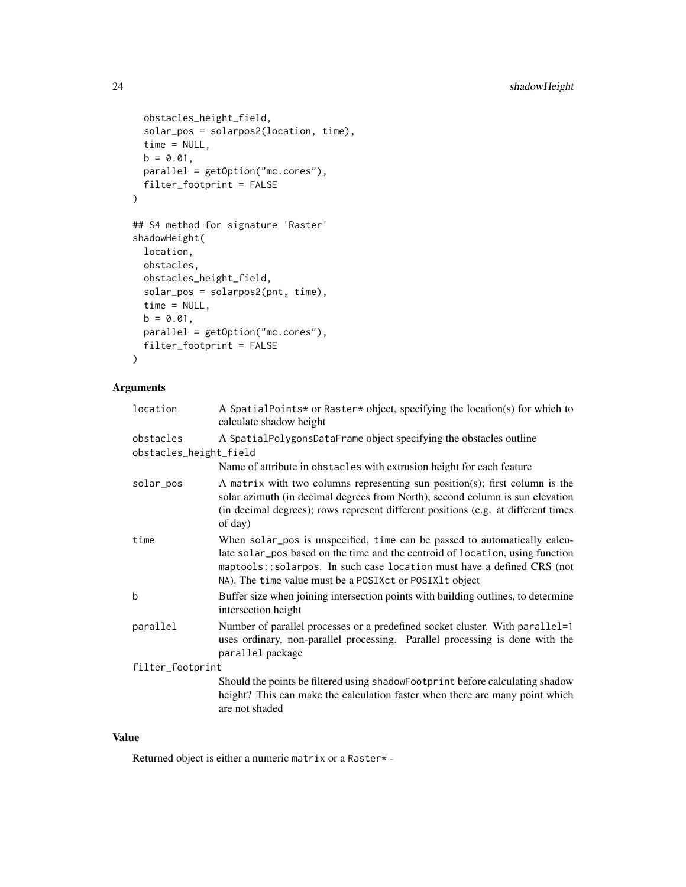```
  obstacles_height_field,
  solar_pos = solarpos2(location, time),
  time = NULL,
  b = 0.01,
  parallel = getOption("mc.cores"),
  filter_footprint = FALSE
)

## S4 method for signature 'Raster'
shadowHeight(
  location,
  obstacles,
  obstacles_height_field,
  solar_pos = solarpos2(pnt, time),
  time = NULL,
  b = 0.01,
  parallel = getOption("mc.cores"),
  filter_footprint = FALSE
)
```

### Arguments

| | |
|---|---|
| `location` | A `SpatialPoints*` or `Raster*` object, specifying the location(s) for which to calculate shadow height |
| `obstacles` | A `SpatialPolygonsDataFrame` object specifying the obstacles outline |
| `obstacles_height_field` | Name of attribute in `obstacles` with extrusion height for each feature |
| `solar_pos` | A `matrix` with two columns representing sun position(s); first column is the solar azimuth (in decimal degrees from North), second column is sun elevation (in decimal degrees); rows represent different positions (e.g. at different times of day) |
| `time` | When `solar_pos` is unspecified, `time` can be passed to automatically calculate `solar_pos` based on the time and the centroid of `location`, using function `maptools::solarpos`. In such case `location` must have a defined CRS (not `NA`). The `time` value must be a `POSIXct` or `POSIXlt` object |
| `b` | Buffer size when joining intersection points with building outlines, to determine intersection height |
| `parallel` | Number of parallel processes or a predefined socket cluster. With `parallel=1` uses ordinary, non-parallel processing. Parallel processing is done with the `parallel` package |
| `filter_footprint` | Should the points be filtered using `shadowFootprint` before calculating shadow height? This can make the calculation faster when there are many point which are not shaded |

### Value

Returned object is either a numeric `matrix` or a `Raster*` -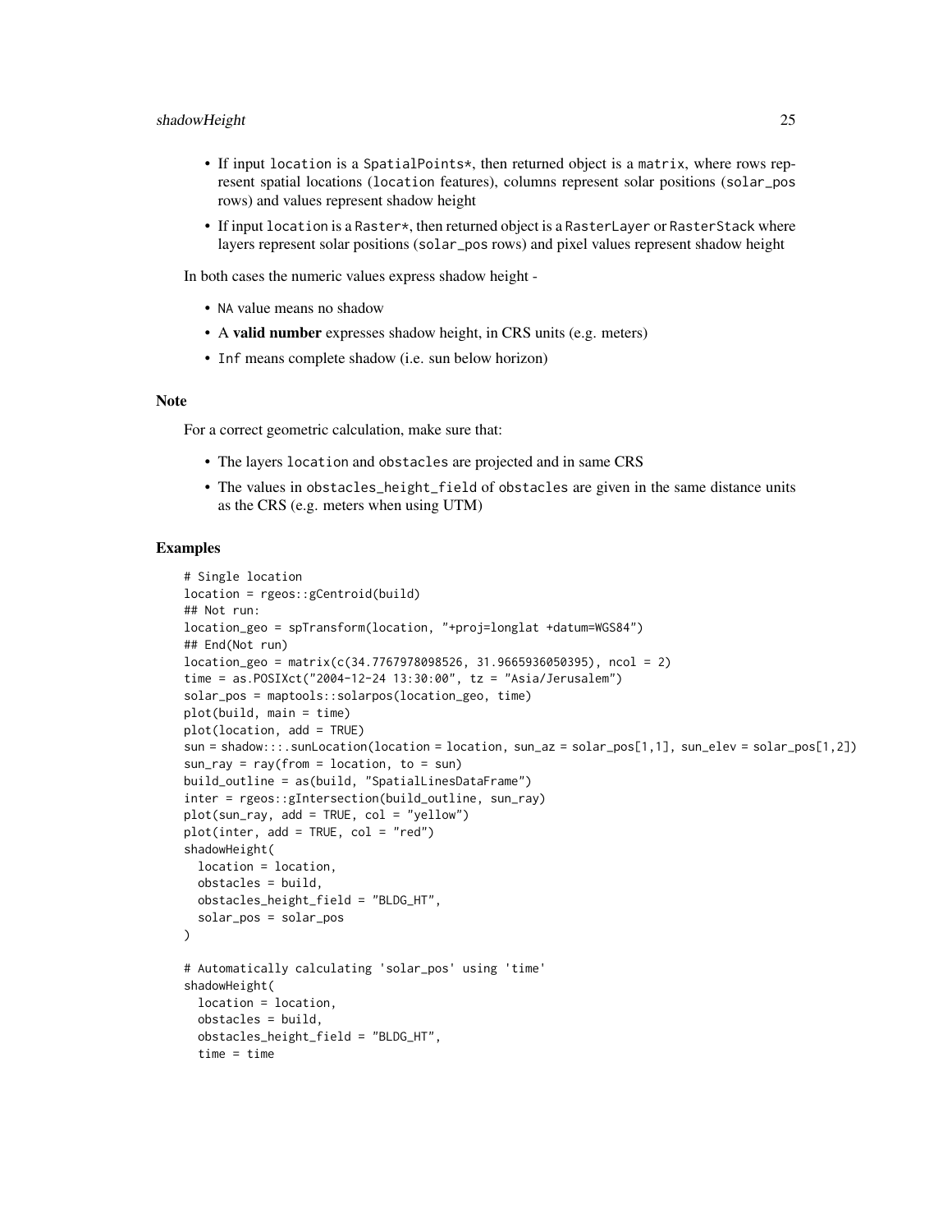- If input location is a SpatialPoints*, then returned object is a matrix, where rows represent spatial locations (location features), columns represent solar positions (solar_pos rows) and values represent shadow height
- If input location is a Raster*, then returned object is a RasterLayer or RasterStack where layers represent solar positions (solar_pos rows) and pixel values represent shadow height

In both cases the numeric values express shadow height -

- NA value means no shadow
- A **valid number** expresses shadow height, in CRS units (e.g. meters)
- Inf means complete shadow (i.e. sun below horizon)

### Note

For a correct geometric calculation, make sure that:

- The layers location and obstacles are projected and in same CRS
- The values in obstacles_height_field of obstacles are given in the same distance units as the CRS (e.g. meters when using UTM)

### Examples

```
# Single location
location = rgeos::gCentroid(build)
## Not run:
location_geo = spTransform(location, "+proj=longlat +datum=WGS84")
## End(Not run)
location_geo = matrix(c(34.7767978098526, 31.9665936050395), ncol = 2)
time = as.POSIXct("2004-12-24 13:30:00", tz = "Asia/Jerusalem")
solar_pos = maptools::solarpos(location_geo, time)
plot(build, main = time)
plot(location, add = TRUE)
sun = shadow:::.sunLocation(location = location, sun_az = solar_pos[1,1], sun_elev = solar_pos[1,2])
sun_ray = ray(from = location, to = sun)
build_outline = as(build, "SpatialLinesDataFrame")
inter = rgeos::gIntersection(build_outline, sun_ray)
plot(sun_ray, add = TRUE, col = "yellow")
plot(inter, add = TRUE, col = "red")
shadowHeight(
  location = location,
  obstacles = build,
  obstacles_height_field = "BLDG_HT",
  solar_pos = solar_pos
)

# Automatically calculating 'solar_pos' using 'time'
shadowHeight(
  location = location,
  obstacles = build,
  obstacles_height_field = "BLDG_HT",
  time = time
```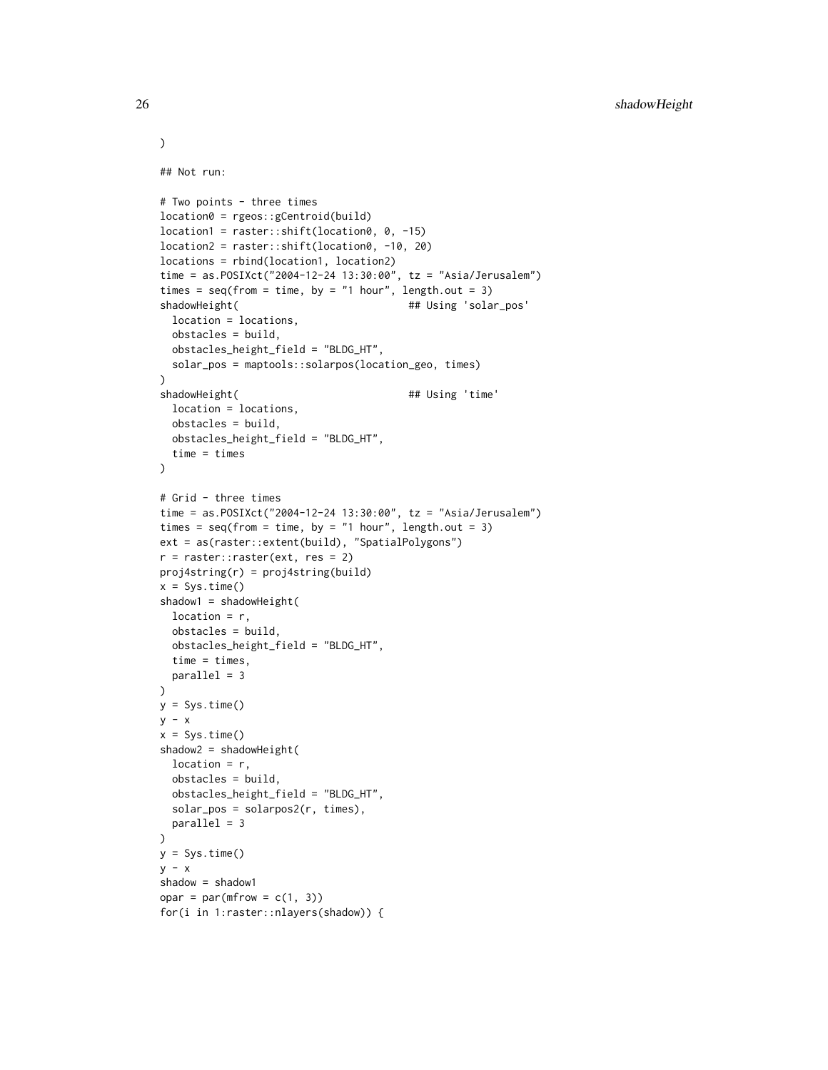```
)

## Not run:

# Two points - three times
location0 = rgeos::gCentroid(build)
location1 = raster::shift(location0, 0, -15)
location2 = raster::shift(location0, -10, 20)
locations = rbind(location1, location2)
time = as.POSIXct("2004-12-24 13:30:00", tz = "Asia/Jerusalem")
times = seq(from = time, by = "1 hour", length.out = 3)
shadowHeight(                          ## Using 'solar_pos'
  location = locations,
  obstacles = build,
  obstacles_height_field = "BLDG_HT",
  solar_pos = maptools::solarpos(location_geo, times)
)
shadowHeight(                          ## Using 'time'
  location = locations,
  obstacles = build,
  obstacles_height_field = "BLDG_HT",
  time = times
)

# Grid - three times
time = as.POSIXct("2004-12-24 13:30:00", tz = "Asia/Jerusalem")
times = seq(from = time, by = "1 hour", length.out = 3)
ext = as(raster::extent(build), "SpatialPolygons")
r = raster::raster(ext, res = 2)
proj4string(r) = proj4string(build)
x = Sys.time()
shadow1 = shadowHeight(
  location = r,
  obstacles = build,
  obstacles_height_field = "BLDG_HT",
  time = times,
  parallel = 3
)
y = Sys.time()
y - x
x = Sys.time()
shadow2 = shadowHeight(
  location = r,
  obstacles = build,
  obstacles_height_field = "BLDG_HT",
  solar_pos = solarpos2(r, times),
  parallel = 3
)
y = Sys.time()
y - x
shadow = shadow1
opar = par(mfrow = c(1, 3))
for(i in 1:raster::nlayers(shadow)) {
```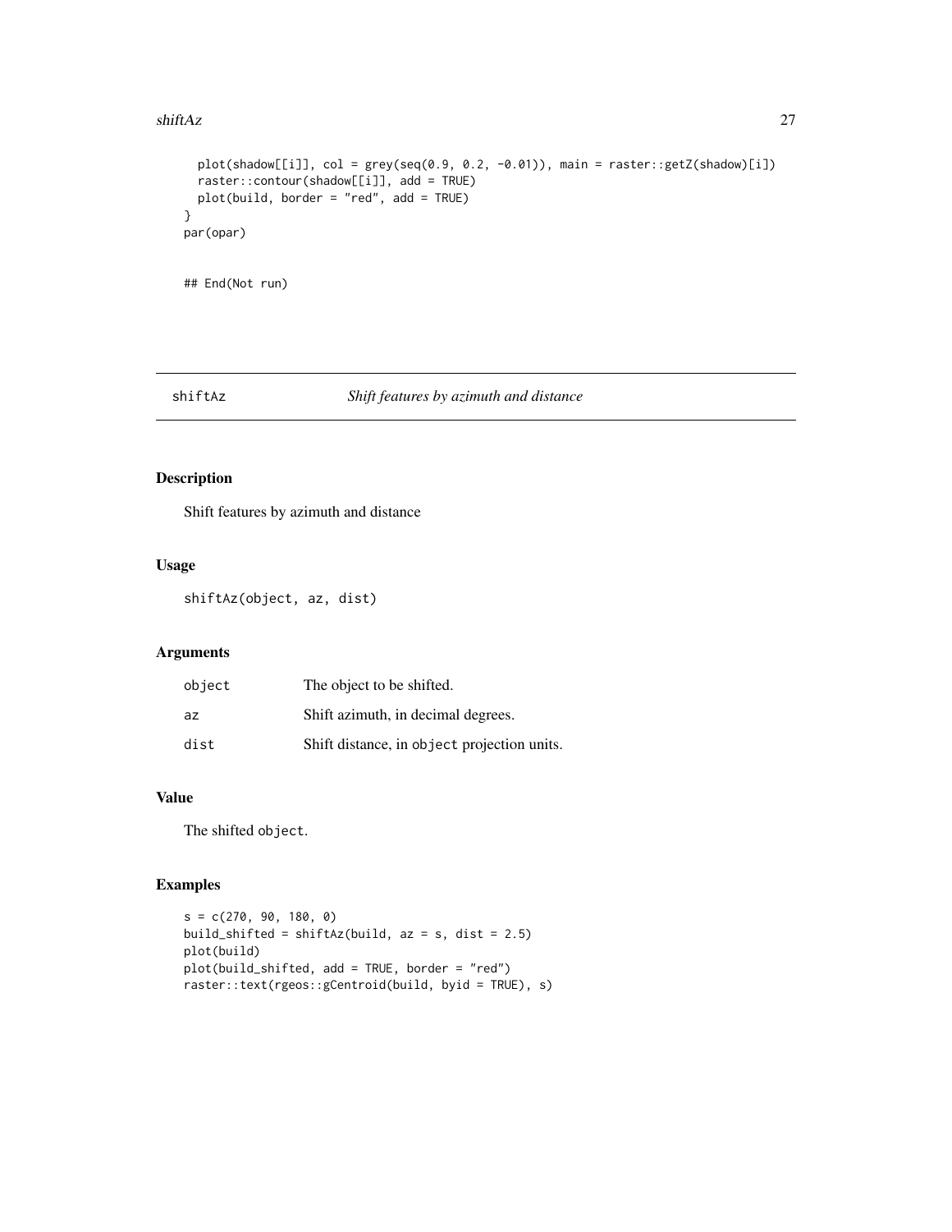```
  plot(shadow[[i]], col = grey(seq(0.9, 0.2, -0.01)), main = raster::getZ(shadow)[i])
  raster::contour(shadow[[i]], add = TRUE)
  plot(build, border = "red", add = TRUE)
}
par(opar)

## End(Not run)
```

## shiftAz — *Shift features by azimuth and distance*

### Description

Shift features by azimuth and distance

### Usage

```
shiftAz(object, az, dist)
```

### Arguments

| | |
|---|---|
| `object` | The object to be shifted. |
| `az` | Shift azimuth, in decimal degrees. |
| `dist` | Shift distance, in `object` projection units. |

### Value

The shifted `object`.

### Examples

```
s = c(270, 90, 180, 0)
build_shifted = shiftAz(build, az = s, dist = 2.5)
plot(build)
plot(build_shifted, add = TRUE, border = "red")
raster::text(rgeos::gCentroid(build, byid = TRUE), s)
```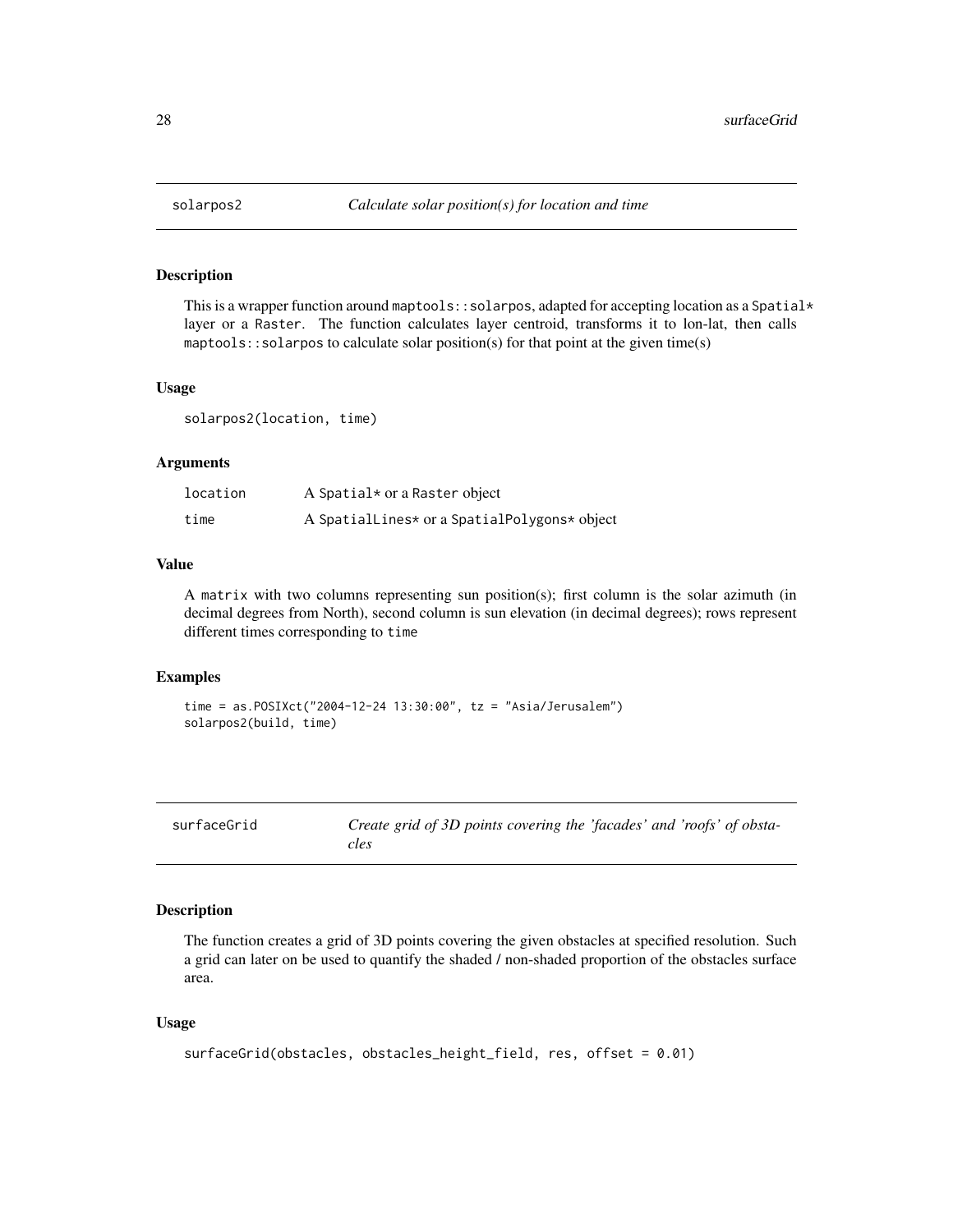## solarpos2 — *Calculate solar position(s) for location and time*

### Description

This is a wrapper function around `maptools::solarpos`, adapted for accepting location as a `Spatial*` layer or a `Raster`. The function calculates layer centroid, transforms it to lon-lat, then calls `maptools::solarpos` to calculate solar position(s) for that point at the given time(s)

### Usage

```
solarpos2(location, time)
```

### Arguments

| | |
|---|---|
| `location` | A `Spatial*` or a `Raster` object |
| `time` | A `SpatialLines*` or a `SpatialPolygons*` object |

### Value

A `matrix` with two columns representing sun position(s); first column is the solar azimuth (in decimal degrees from North), second column is sun elevation (in decimal degrees); rows represent different times corresponding to `time`

### Examples

```
time = as.POSIXct("2004-12-24 13:30:00", tz = "Asia/Jerusalem")
solarpos2(build, time)
```

## surfaceGrid — *Create grid of 3D points covering the 'facades' and 'roofs' of obstacles*

### Description

The function creates a grid of 3D points covering the given obstacles at specified resolution. Such a grid can later on be used to quantify the shaded / non-shaded proportion of the obstacles surface area.

### Usage

```
surfaceGrid(obstacles, obstacles_height_field, res, offset = 0.01)
```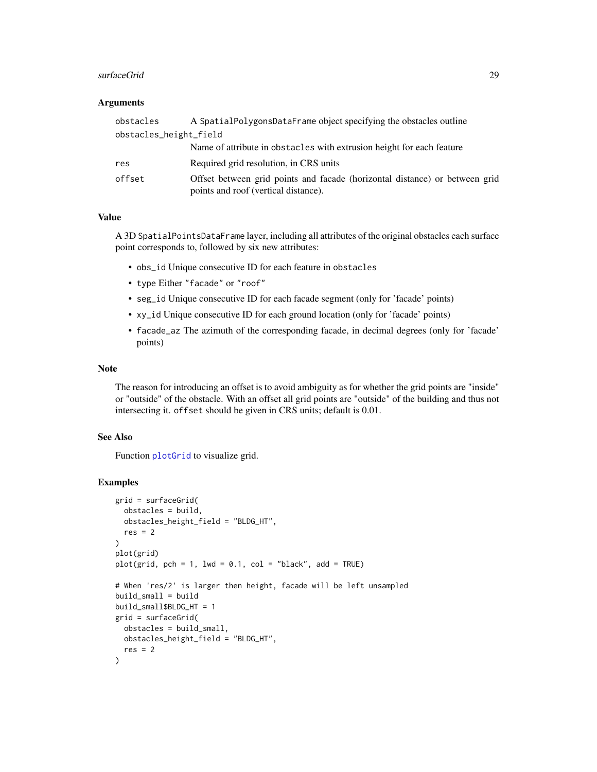## Arguments

| | |
|---|---|
| obstacles | A SpatialPolygonsDataFrame object specifying the obstacles outline |
| obstacles_height_field | Name of attribute in obstacles with extrusion height for each feature |
| res | Required grid resolution, in CRS units |
| offset | Offset between grid points and facade (horizontal distance) or between grid points and roof (vertical distance). |

## Value

A 3D SpatialPointsDataFrame layer, including all attributes of the original obstacles each surface point corresponds to, followed by six new attributes:

- obs_id Unique consecutive ID for each feature in obstacles
- type Either "facade" or "roof"
- seg_id Unique consecutive ID for each facade segment (only for 'facade' points)
- xy_id Unique consecutive ID for each ground location (only for 'facade' points)
- facade_az The azimuth of the corresponding facade, in decimal degrees (only for 'facade' points)

## Note

The reason for introducing an offset is to avoid ambiguity as for whether the grid points are "inside" or "outside" of the obstacle. With an offset all grid points are "outside" of the building and thus not intersecting it. offset should be given in CRS units; default is 0.01.

## See Also

Function plotGrid to visualize grid.

## Examples

```
grid = surfaceGrid(
  obstacles = build,
  obstacles_height_field = "BLDG_HT",
  res = 2
)
plot(grid)
plot(grid, pch = 1, lwd = 0.1, col = "black", add = TRUE)

# When 'res/2' is larger then height, facade will be left unsampled
build_small = build
build_small$BLDG_HT = 1
grid = surfaceGrid(
  obstacles = build_small,
  obstacles_height_field = "BLDG_HT",
  res = 2
)
```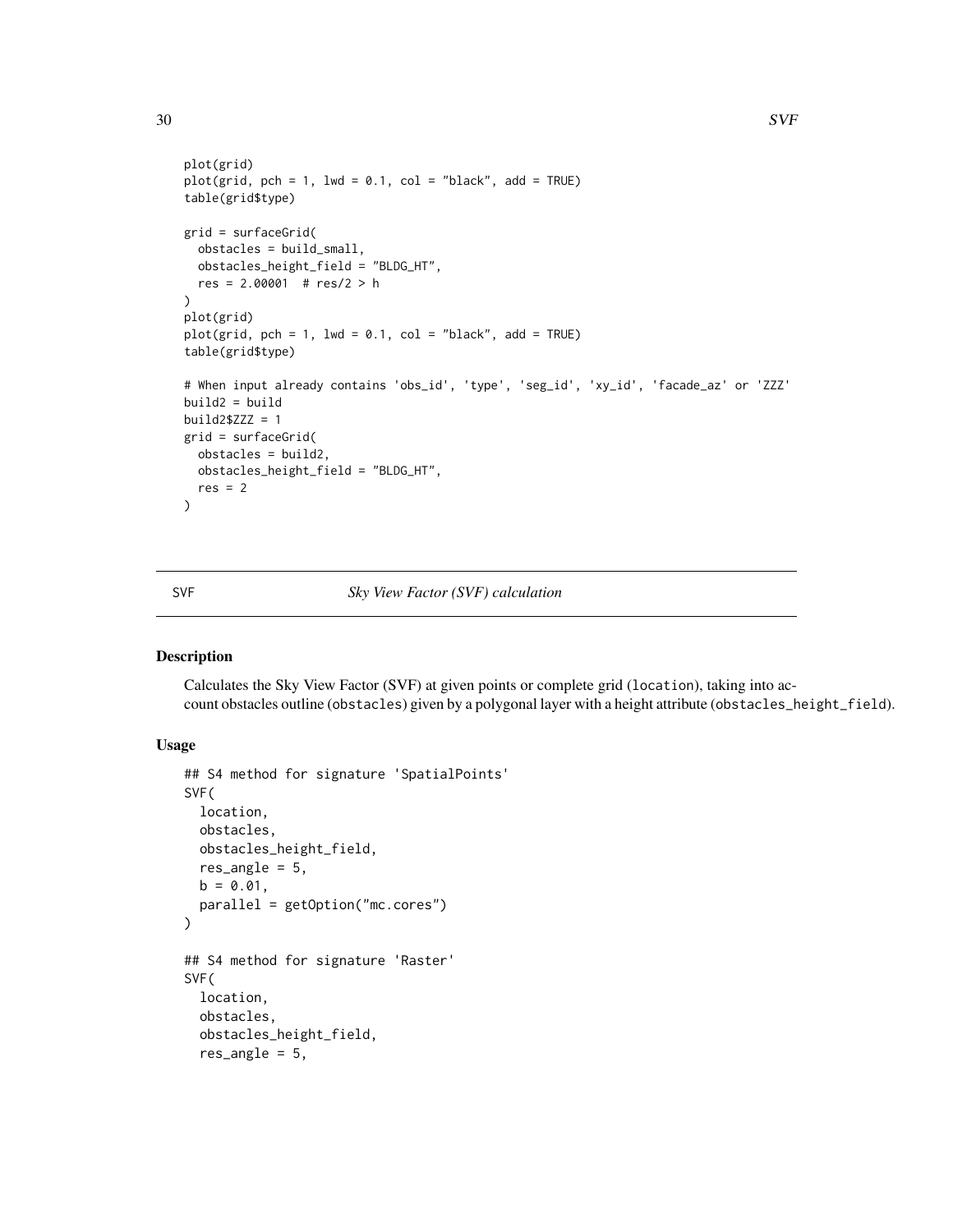```
plot(grid)
plot(grid, pch = 1, lwd = 0.1, col = "black", add = TRUE)
table(grid$type)

grid = surfaceGrid(
  obstacles = build_small,
  obstacles_height_field = "BLDG_HT",
  res = 2.00001  # res/2 > h
)
plot(grid)
plot(grid, pch = 1, lwd = 0.1, col = "black", add = TRUE)
table(grid$type)

# When input already contains 'obs_id', 'type', 'seg_id', 'xy_id', 'facade_az' or 'ZZZ'
build2 = build
build2$ZZZ = 1
grid = surfaceGrid(
  obstacles = build2,
  obstacles_height_field = "BLDG_HT",
  res = 2
)
```

## SVF — *Sky View Factor (SVF) calculation*

### Description

Calculates the Sky View Factor (SVF) at given points or complete grid (location), taking into account obstacles outline (obstacles) given by a polygonal layer with a height attribute (obstacles_height_field).

### Usage

```
## S4 method for signature 'SpatialPoints'
SVF(
  location,
  obstacles,
  obstacles_height_field,
  res_angle = 5,
  b = 0.01,
  parallel = getOption("mc.cores")
)

## S4 method for signature 'Raster'
SVF(
  location,
  obstacles,
  obstacles_height_field,
  res_angle = 5,
```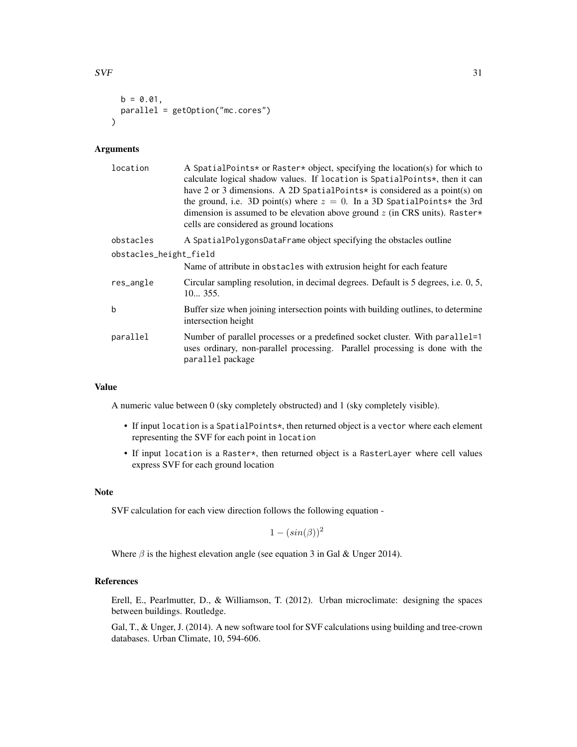```
  b = 0.01,
  parallel = getOption("mc.cores")
)
```

## Arguments

| | |
|---|---|
| location | A SpatialPoints* or Raster* object, specifying the location(s) for which to calculate logical shadow values. If location is SpatialPoints*, then it can have 2 or 3 dimensions. A 2D SpatialPoints* is considered as a point(s) on the ground, i.e. 3D point(s) where $z = 0$. In a 3D SpatialPoints* the 3rd dimension is assumed to be elevation above ground $z$ (in CRS units). Raster* cells are considered as ground locations |
| obstacles | A SpatialPolygonsDataFrame object specifying the obstacles outline |
| obstacles_height_field | Name of attribute in obstacles with extrusion height for each feature |
| res_angle | Circular sampling resolution, in decimal degrees. Default is 5 degrees, i.e. 0, 5, 10... 355. |
| b | Buffer size when joining intersection points with building outlines, to determine intersection height |
| parallel | Number of parallel processes or a predefined socket cluster. With parallel=1 uses ordinary, non-parallel processing. Parallel processing is done with the parallel package |

## Value

A numeric value between 0 (sky completely obstructed) and 1 (sky completely visible).

- If input location is a SpatialPoints*, then returned object is a vector where each element representing the SVF for each point in location
- If input location is a Raster*, then returned object is a RasterLayer where cell values express SVF for each ground location

## Note

SVF calculation for each view direction follows the following equation -

$$1 - (sin(\beta))^2$$

Where $\beta$ is the highest elevation angle (see equation 3 in Gal & Unger 2014).

## References

Erell, E., Pearlmutter, D., & Williamson, T. (2012). Urban microclimate: designing the spaces between buildings. Routledge.

Gal, T., & Unger, J. (2014). A new software tool for SVF calculations using building and tree-crown databases. Urban Climate, 10, 594-606.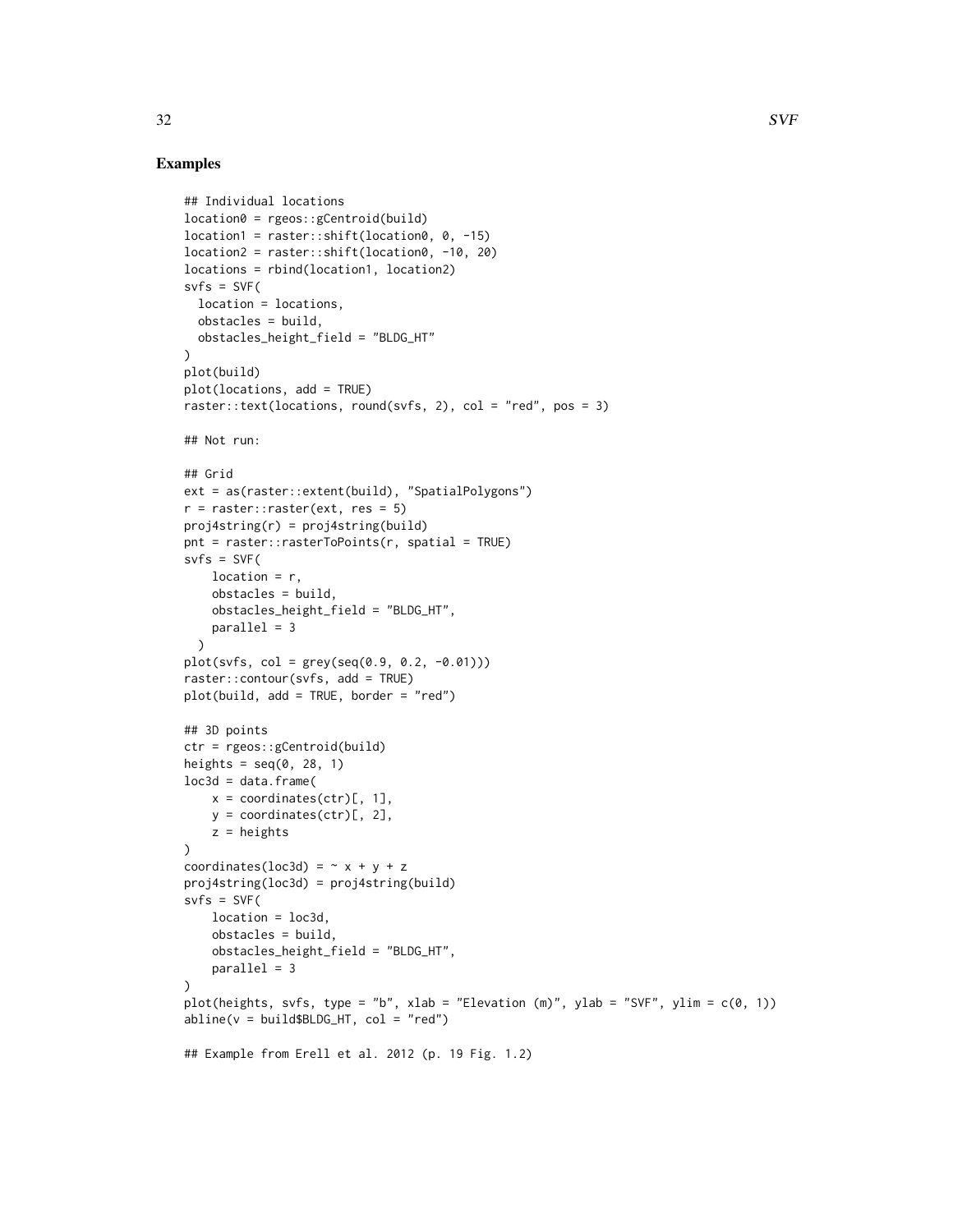## Examples

```
## Individual locations
location0 = rgeos::gCentroid(build)
location1 = raster::shift(location0, 0, -15)
location2 = raster::shift(location0, -10, 20)
locations = rbind(location1, location2)
svfs = SVF(
  location = locations,
  obstacles = build,
  obstacles_height_field = "BLDG_HT"
)
plot(build)
plot(locations, add = TRUE)
raster::text(locations, round(svfs, 2), col = "red", pos = 3)

## Not run:

## Grid
ext = as(raster::extent(build), "SpatialPolygons")
r = raster::raster(ext, res = 5)
proj4string(r) = proj4string(build)
pnt = raster::rasterToPoints(r, spatial = TRUE)
svfs = SVF(
    location = r,
    obstacles = build,
    obstacles_height_field = "BLDG_HT",
    parallel = 3
  )
plot(svfs, col = grey(seq(0.9, 0.2, -0.01)))
raster::contour(svfs, add = TRUE)
plot(build, add = TRUE, border = "red")

## 3D points
ctr = rgeos::gCentroid(build)
heights = seq(0, 28, 1)
loc3d = data.frame(
    x = coordinates(ctr)[, 1],
    y = coordinates(ctr)[, 2],
    z = heights
)
coordinates(loc3d) = ~ x + y + z
proj4string(loc3d) = proj4string(build)
svfs = SVF(
    location = loc3d,
    obstacles = build,
    obstacles_height_field = "BLDG_HT",
    parallel = 3
)
plot(heights, svfs, type = "b", xlab = "Elevation (m)", ylab = "SVF", ylim = c(0, 1))
abline(v = build$BLDG_HT, col = "red")

## Example from Erell et al. 2012 (p. 19 Fig. 1.2)
```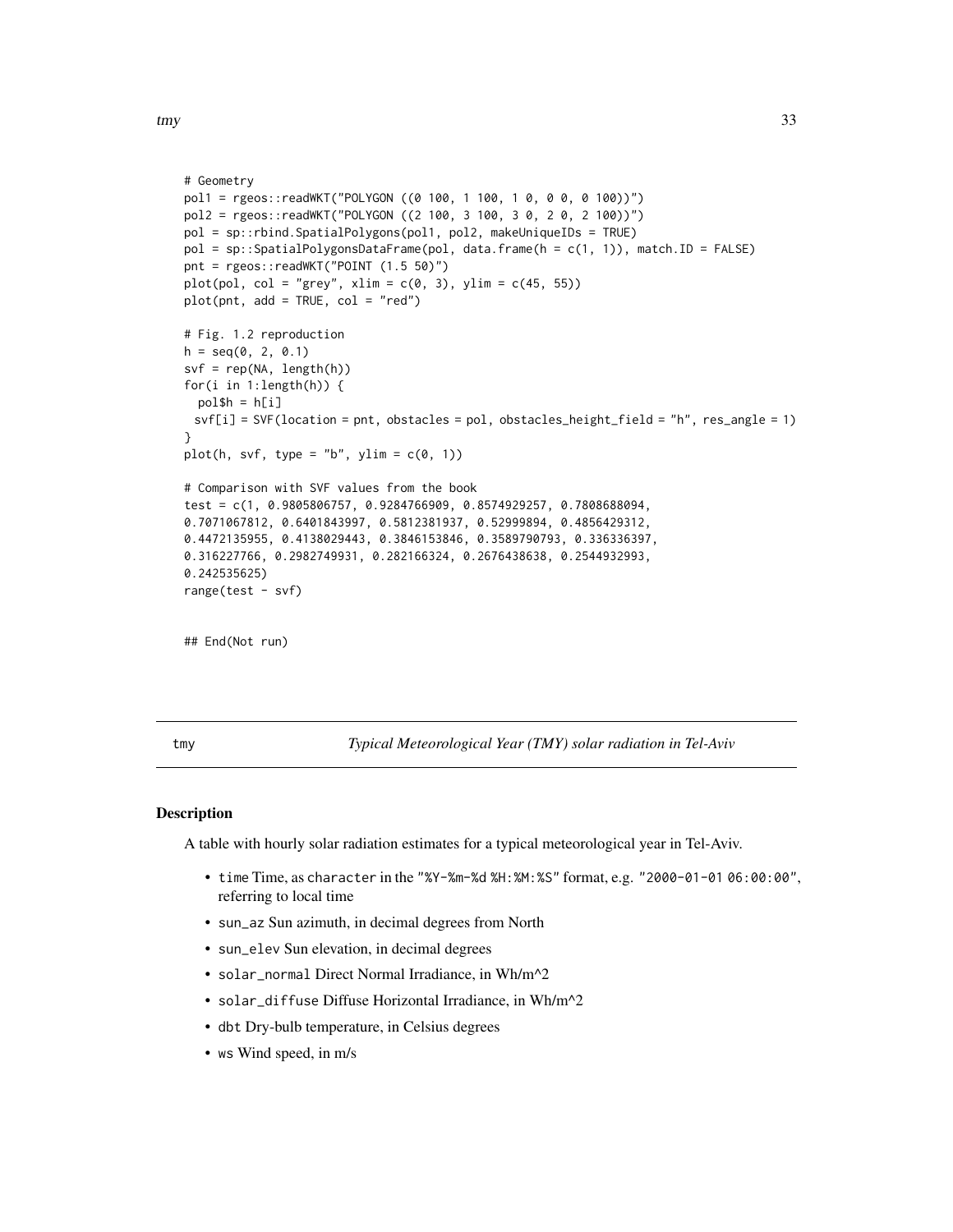```
# Geometry
pol1 = rgeos::readWKT("POLYGON ((0 100, 1 100, 1 0, 0 0, 0 100))")
pol2 = rgeos::readWKT("POLYGON ((2 100, 3 100, 3 0, 2 0, 2 100))")
pol = sp::rbind.SpatialPolygons(pol1, pol2, makeUniqueIDs = TRUE)
pol = sp::SpatialPolygonsDataFrame(pol, data.frame(h = c(1, 1)), match.ID = FALSE)
pnt = rgeos::readWKT("POINT (1.5 50)")
plot(pol, col = "grey", xlim = c(0, 3), ylim = c(45, 55))
plot(pnt, add = TRUE, col = "red")

# Fig. 1.2 reproduction
h = seq(0, 2, 0.1)
svf = rep(NA, length(h))
for(i in 1:length(h)) {
  pol$h = h[i]
  svf[i] = SVF(location = pnt, obstacles = pol, obstacles_height_field = "h", res_angle = 1)
}
plot(h, svf, type = "b", ylim = c(0, 1))

# Comparison with SVF values from the book
test = c(1, 0.9805806757, 0.9284766909, 0.8574929257, 0.7808688094,
0.7071067812, 0.6401843997, 0.5812381937, 0.52999894, 0.4856429312,
0.4472135955, 0.4138029443, 0.3846153846, 0.3589790793, 0.336336397,
0.316227766, 0.2982749931, 0.282166324, 0.2676438638, 0.2544932993,
0.242535625)
range(test - svf)

## End(Not run)
```

## tmy — *Typical Meteorological Year (TMY) solar radiation in Tel-Aviv*

### Description

A table with hourly solar radiation estimates for a typical meteorological year in Tel-Aviv.

- `time` Time, as `character` in the `"%Y-%m-%d %H:%M:%S"` format, e.g. `"2000-01-01 06:00:00"`, referring to local time
- `sun_az` Sun azimuth, in decimal degrees from North
- `sun_elev` Sun elevation, in decimal degrees
- `solar_normal` Direct Normal Irradiance, in Wh/m^2
- `solar_diffuse` Diffuse Horizontal Irradiance, in Wh/m^2
- `dbt` Dry-bulb temperature, in Celsius degrees
- `ws` Wind speed, in m/s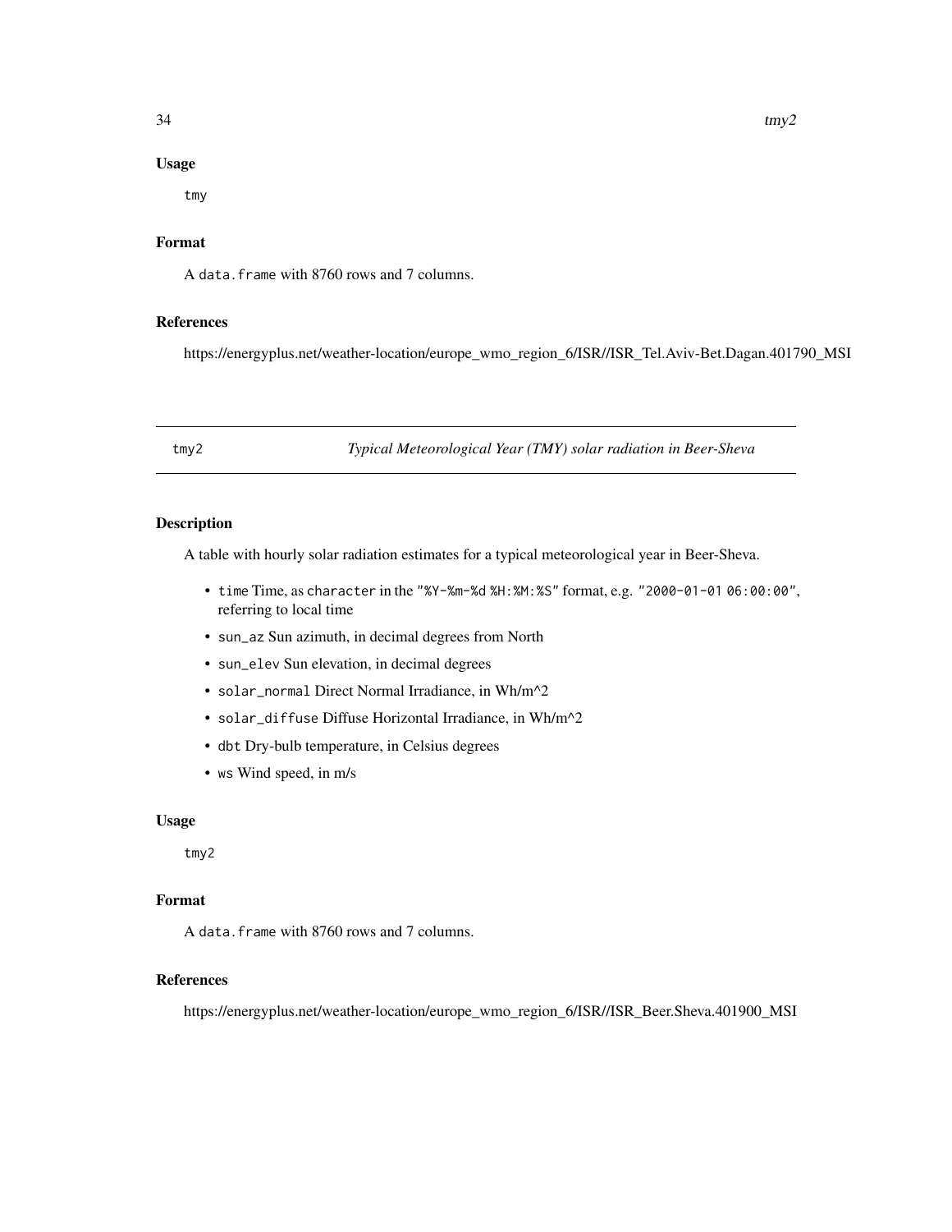### Usage

```
tmy
```

### Format

A `data.frame` with 8760 rows and 7 columns.

### References

https://energyplus.net/weather-location/europe_wmo_region_6/ISR//ISR_Tel.Aviv-Bet.Dagan.401790_MSI

## tmy2 — *Typical Meteorological Year (TMY) solar radiation in Beer-Sheva*

### Description

A table with hourly solar radiation estimates for a typical meteorological year in Beer-Sheva.

- `time` Time, as `character` in the `"%Y-%m-%d %H:%M:%S"` format, e.g. `"2000-01-01 06:00:00"`, referring to local time
- `sun_az` Sun azimuth, in decimal degrees from North
- `sun_elev` Sun elevation, in decimal degrees
- `solar_normal` Direct Normal Irradiance, in Wh/m^2
- `solar_diffuse` Diffuse Horizontal Irradiance, in Wh/m^2
- `dbt` Dry-bulb temperature, in Celsius degrees
- `ws` Wind speed, in m/s

### Usage

```
tmy2
```

### Format

A `data.frame` with 8760 rows and 7 columns.

### References

https://energyplus.net/weather-location/europe_wmo_region_6/ISR//ISR_Beer.Sheva.401900_MSI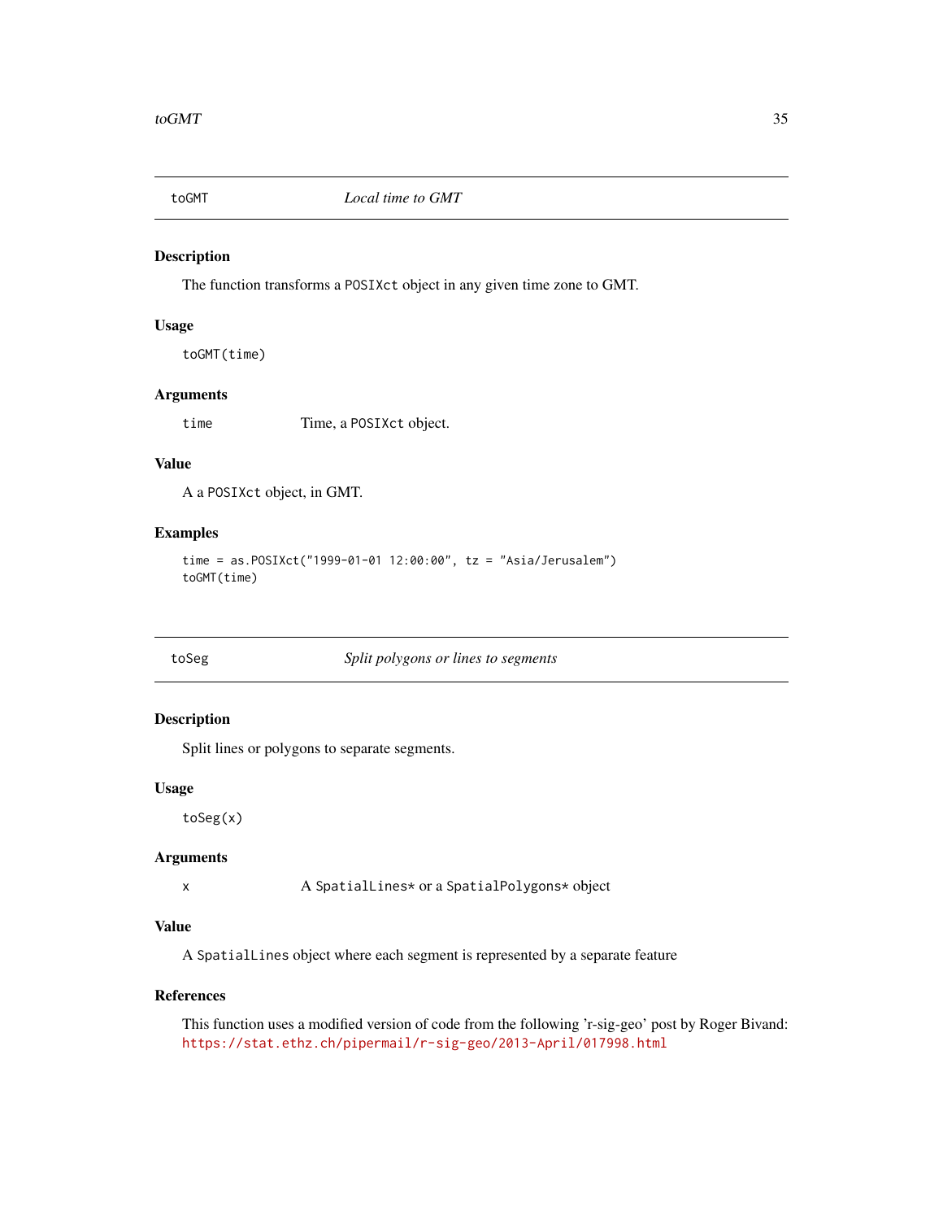## toGMT — *Local time to GMT*

### Description

The function transforms a `POSIXct` object in any given time zone to GMT.

### Usage

```
toGMT(time)
```

### Arguments

| | |
|---|---|
| `time` | Time, a `POSIXct` object. |

### Value

A a `POSIXct` object, in GMT.

### Examples

```
time = as.POSIXct("1999-01-01 12:00:00", tz = "Asia/Jerusalem")
toGMT(time)
```

## toSeg — *Split polygons or lines to segments*

### Description

Split lines or polygons to separate segments.

### Usage

```
toSeg(x)
```

### Arguments

| | |
|---|---|
| `x` | A `SpatialLines*` or a `SpatialPolygons*` object |

### Value

A `SpatialLines` object where each segment is represented by a separate feature

### References

This function uses a modified version of code from the following 'r-sig-geo' post by Roger Bivand: https://stat.ethz.ch/pipermail/r-sig-geo/2013-April/017998.html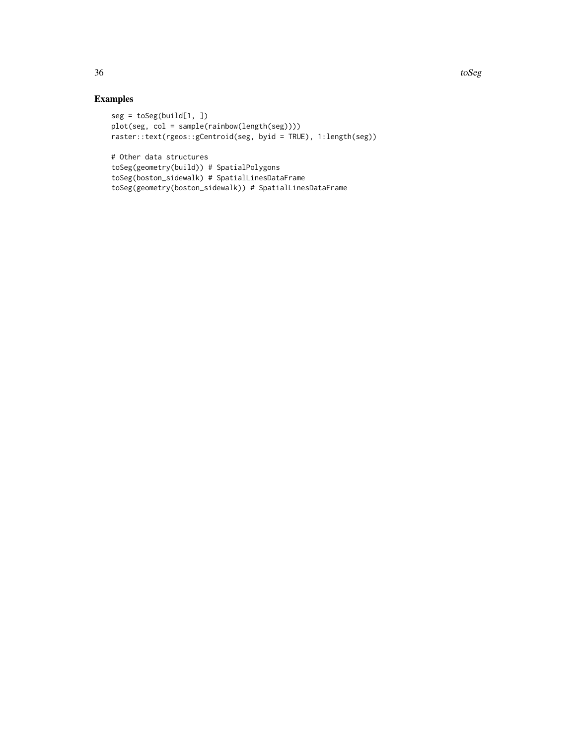## Examples

```
seg = toSeg(build[1, ])
plot(seg, col = sample(rainbow(length(seg))))
raster::text(rgeos::gCentroid(seg, byid = TRUE), 1:length(seg))

# Other data structures
toSeg(geometry(build)) # SpatialPolygons
toSeg(boston_sidewalk) # SpatialLinesDataFrame
toSeg(geometry(boston_sidewalk)) # SpatialLinesDataFrame
```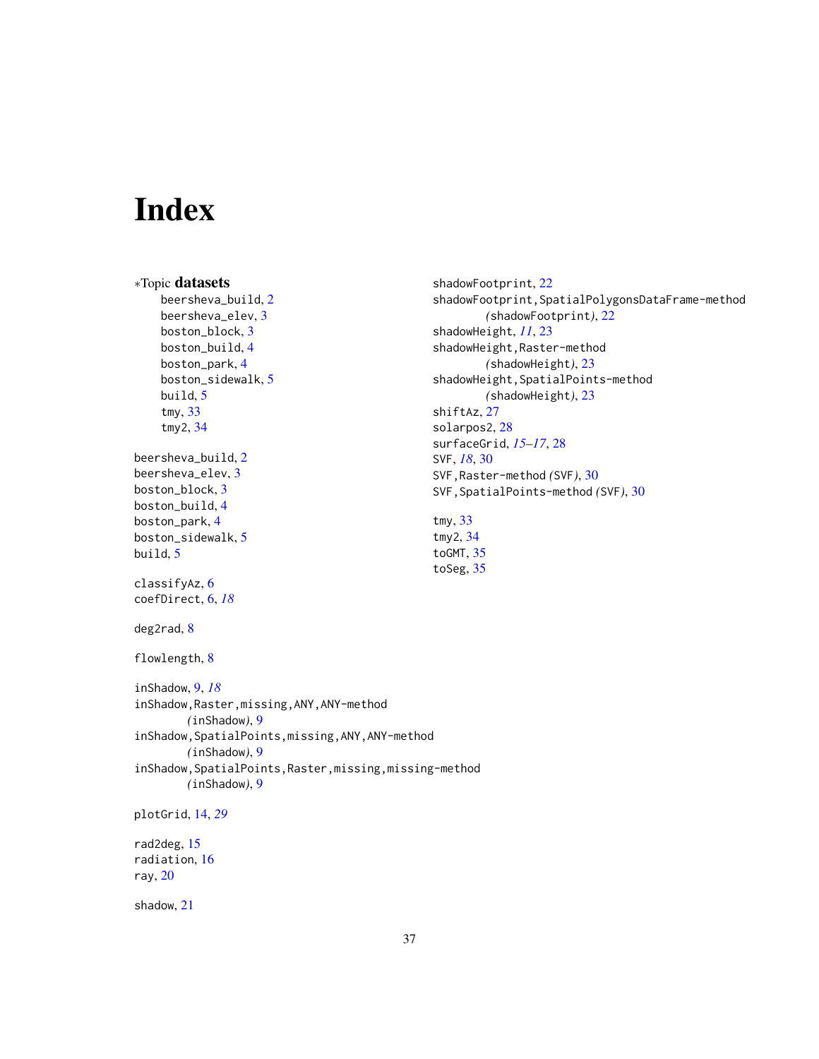# Index

*Topic **datasets**

- beersheva_build, 2
- beersheva_elev, 3
- boston_block, 3
- boston_build, 4
- boston_park, 4
- boston_sidewalk, 5
- build, 5
- tmy, 33
- tmy2, 34

beersheva_build, 2
beersheva_elev, 3
boston_block, 3
boston_build, 4
boston_park, 4
boston_sidewalk, 5
build, 5

classifyAz, 6
coefDirect, 6, *18*

deg2rad, 8

flowlength, 8

inShadow, 9, *18*
inShadow,Raster,missing,ANY,ANY-method
  *(*inShadow*)*, 9
inShadow,SpatialPoints,missing,ANY,ANY-method
  *(*inShadow*)*, 9
inShadow,SpatialPoints,Raster,missing,missing-method
  *(*inShadow*)*, 9

plotGrid, 14, *29*

rad2deg, 15
radiation, 16
ray, 20

shadow, 21
shadowFootprint, 22
shadowFootprint,SpatialPolygonsDataFrame-method
  *(*shadowFootprint*)*, 22
shadowHeight, *11*, 23
shadowHeight,Raster-method
  *(*shadowHeight*)*, 23
shadowHeight,SpatialPoints-method
  *(*shadowHeight*)*, 23
shiftAz, 27
solarpos2, 28
surfaceGrid, *15–17*, 28
SVF, *18*, 30
SVF,Raster-method *(*SVF*)*, 30
SVF,SpatialPoints-method *(*SVF*)*, 30

tmy, 33
tmy2, 34
toGMT, 35
toSeg, 35